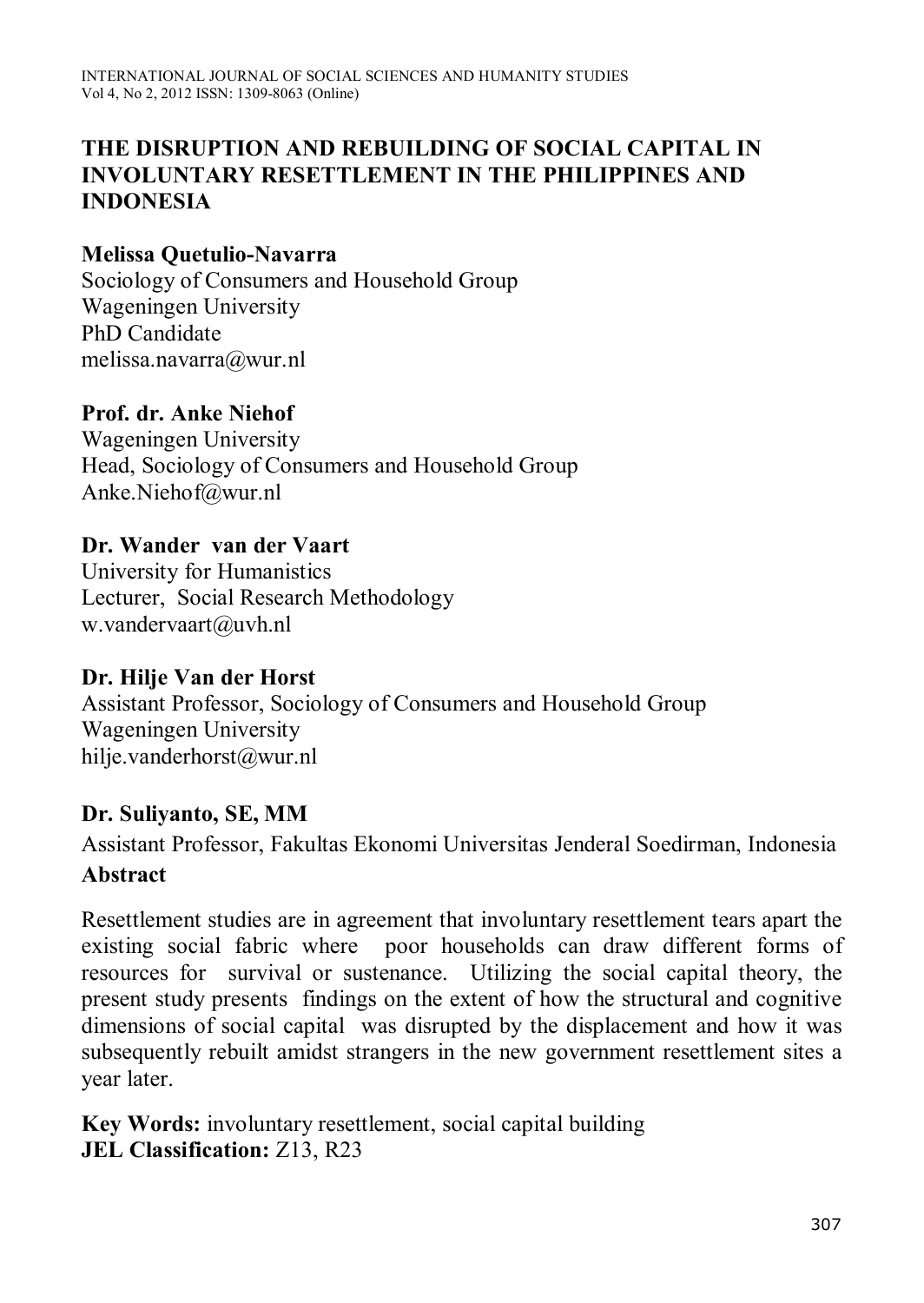# THE DISRUPTION AND REBUILDING OF SOCIAL CAPITAL IN INVOLUNTARY RESETTLEMENT IN THE PHILIPPINES AND INDONESIA

**Melissa Quetulio-Navarra**
Sociology of Consumers and Household Group
Wageningen University
PhD Candidate
melissa.navarra@wur.nl

**Prof. dr. Anke Niehof**
Wageningen University
Head, Sociology of Consumers and Household Group
Anke.Niehof@wur.nl

**Dr. Wander van der Vaart**
University for Humanistics
Lecturer, Social Research Methodology
w.vandervaart@uvh.nl

**Dr. Hilje Van der Horst**
Assistant Professor, Sociology of Consumers and Household Group
Wageningen University
hilje.vanderhorst@wur.nl

**Dr. Suliyanto, SE, MM**
Assistant Professor, Fakultas Ekonomi Universitas Jenderal Soedirman, Indonesia

## Abstract

Resettlement studies are in agreement that involuntary resettlement tears apart the existing social fabric where poor households can draw different forms of resources for survival or sustenance. Utilizing the social capital theory, the present study presents findings on the extent of how the structural and cognitive dimensions of social capital was disrupted by the displacement and how it was subsequently rebuilt amidst strangers in the new government resettlement sites a year later.

**Key Words:** involuntary resettlement, social capital building
**JEL Classification:** Z13, R23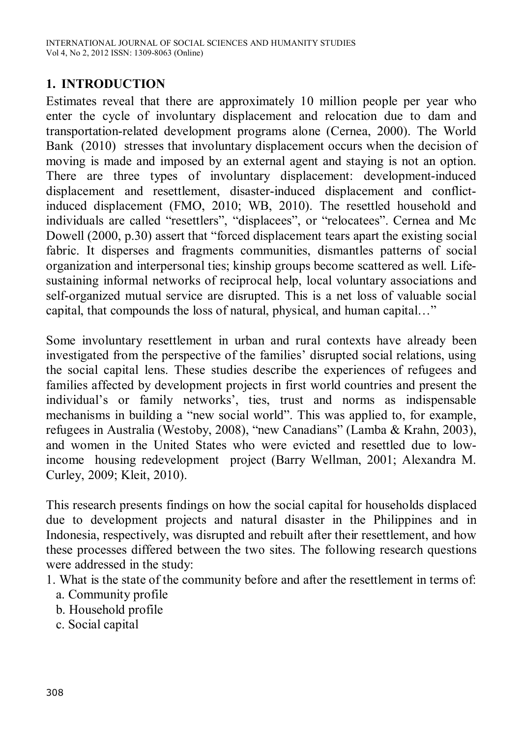## 1. INTRODUCTION

Estimates reveal that there are approximately 10 million people per year who enter the cycle of involuntary displacement and relocation due to dam and transportation-related development programs alone (Cernea, 2000). The World Bank (2010) stresses that involuntary displacement occurs when the decision of moving is made and imposed by an external agent and staying is not an option. There are three types of involuntary displacement: development-induced displacement and resettlement, disaster-induced displacement and conflict-induced displacement (FMO, 2010; WB, 2010). The resettled household and individuals are called "resettlers", "displacees", or "relocatees". Cernea and Mc Dowell (2000, p.30) assert that "forced displacement tears apart the existing social fabric. It disperses and fragments communities, dismantles patterns of social organization and interpersonal ties; kinship groups become scattered as well. Life-sustaining informal networks of reciprocal help, local voluntary associations and self-organized mutual service are disrupted. This is a net loss of valuable social capital, that compounds the loss of natural, physical, and human capital…"

Some involuntary resettlement in urban and rural contexts have already been investigated from the perspective of the families' disrupted social relations, using the social capital lens. These studies describe the experiences of refugees and families affected by development projects in first world countries and present the individual's or family networks', ties, trust and norms as indispensable mechanisms in building a "new social world". This was applied to, for example, refugees in Australia (Westoby, 2008), "new Canadians" (Lamba & Krahn, 2003), and women in the United States who were evicted and resettled due to low-income housing redevelopment project (Barry Wellman, 2001; Alexandra M. Curley, 2009; Kleit, 2010).

This research presents findings on how the social capital for households displaced due to development projects and natural disaster in the Philippines and in Indonesia, respectively, was disrupted and rebuilt after their resettlement, and how these processes differed between the two sites. The following research questions were addressed in the study:

1. What is the state of the community before and after the resettlement in terms of:
   a. Community profile
   b. Household profile
   c. Social capital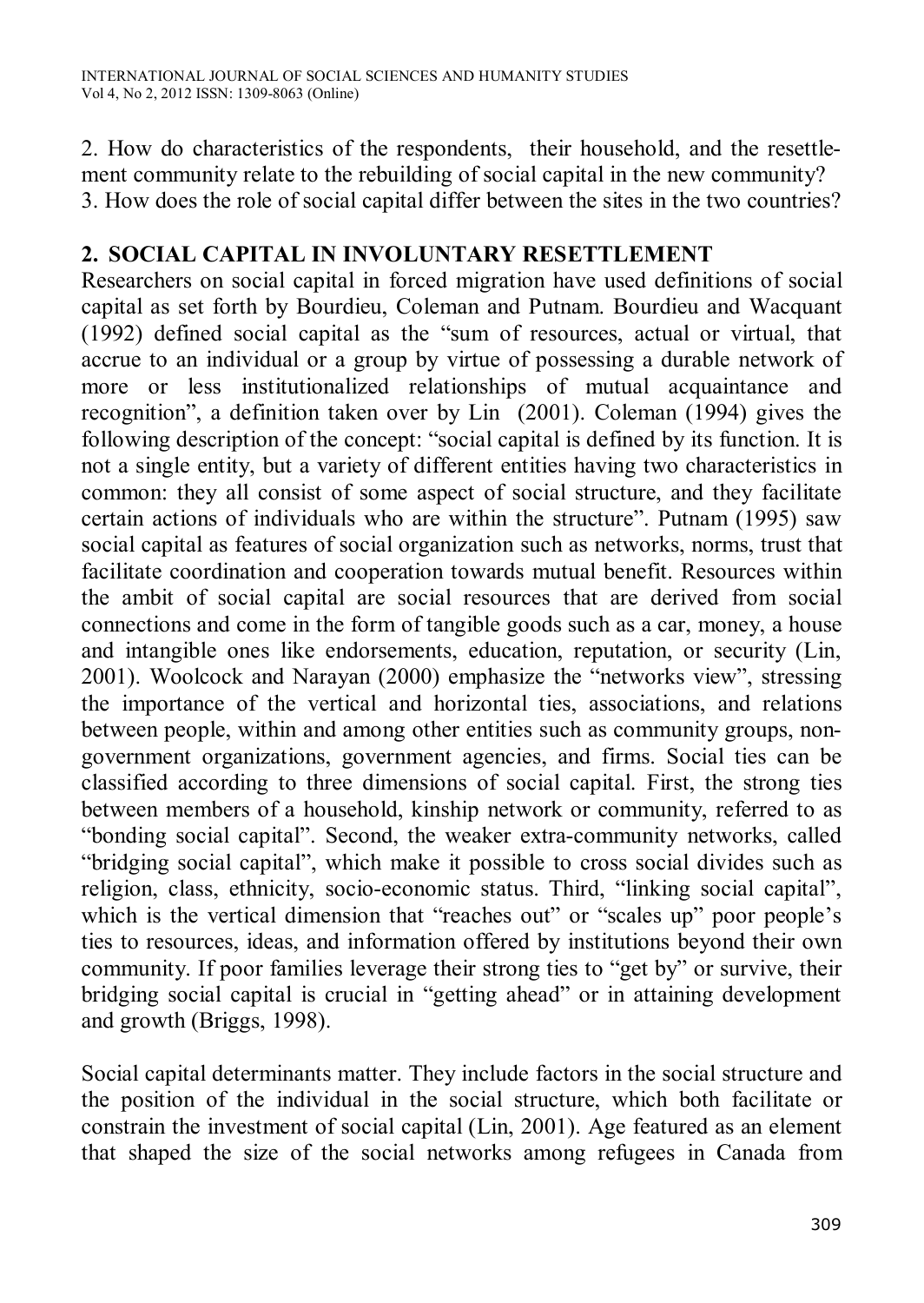2. How do characteristics of the respondents, their household, and the resettlement community relate to the rebuilding of social capital in the new community?
3. How does the role of social capital differ between the sites in the two countries?

## 2. SOCIAL CAPITAL IN INVOLUNTARY RESETTLEMENT

Researchers on social capital in forced migration have used definitions of social capital as set forth by Bourdieu, Coleman and Putnam. Bourdieu and Wacquant (1992) defined social capital as the "sum of resources, actual or virtual, that accrue to an individual or a group by virtue of possessing a durable network of more or less institutionalized relationships of mutual acquaintance and recognition", a definition taken over by Lin (2001). Coleman (1994) gives the following description of the concept: "social capital is defined by its function. It is not a single entity, but a variety of different entities having two characteristics in common: they all consist of some aspect of social structure, and they facilitate certain actions of individuals who are within the structure". Putnam (1995) saw social capital as features of social organization such as networks, norms, trust that facilitate coordination and cooperation towards mutual benefit. Resources within the ambit of social capital are social resources that are derived from social connections and come in the form of tangible goods such as a car, money, a house and intangible ones like endorsements, education, reputation, or security (Lin, 2001). Woolcock and Narayan (2000) emphasize the "networks view", stressing the importance of the vertical and horizontal ties, associations, and relations between people, within and among other entities such as community groups, non-government organizations, government agencies, and firms. Social ties can be classified according to three dimensions of social capital. First, the strong ties between members of a household, kinship network or community, referred to as "bonding social capital". Second, the weaker extra-community networks, called "bridging social capital", which make it possible to cross social divides such as religion, class, ethnicity, socio-economic status. Third, "linking social capital", which is the vertical dimension that "reaches out" or "scales up" poor people's ties to resources, ideas, and information offered by institutions beyond their own community. If poor families leverage their strong ties to "get by" or survive, their bridging social capital is crucial in "getting ahead" or in attaining development and growth (Briggs, 1998).

Social capital determinants matter. They include factors in the social structure and the position of the individual in the social structure, which both facilitate or constrain the investment of social capital (Lin, 2001). Age featured as an element that shaped the size of the social networks among refugees in Canada from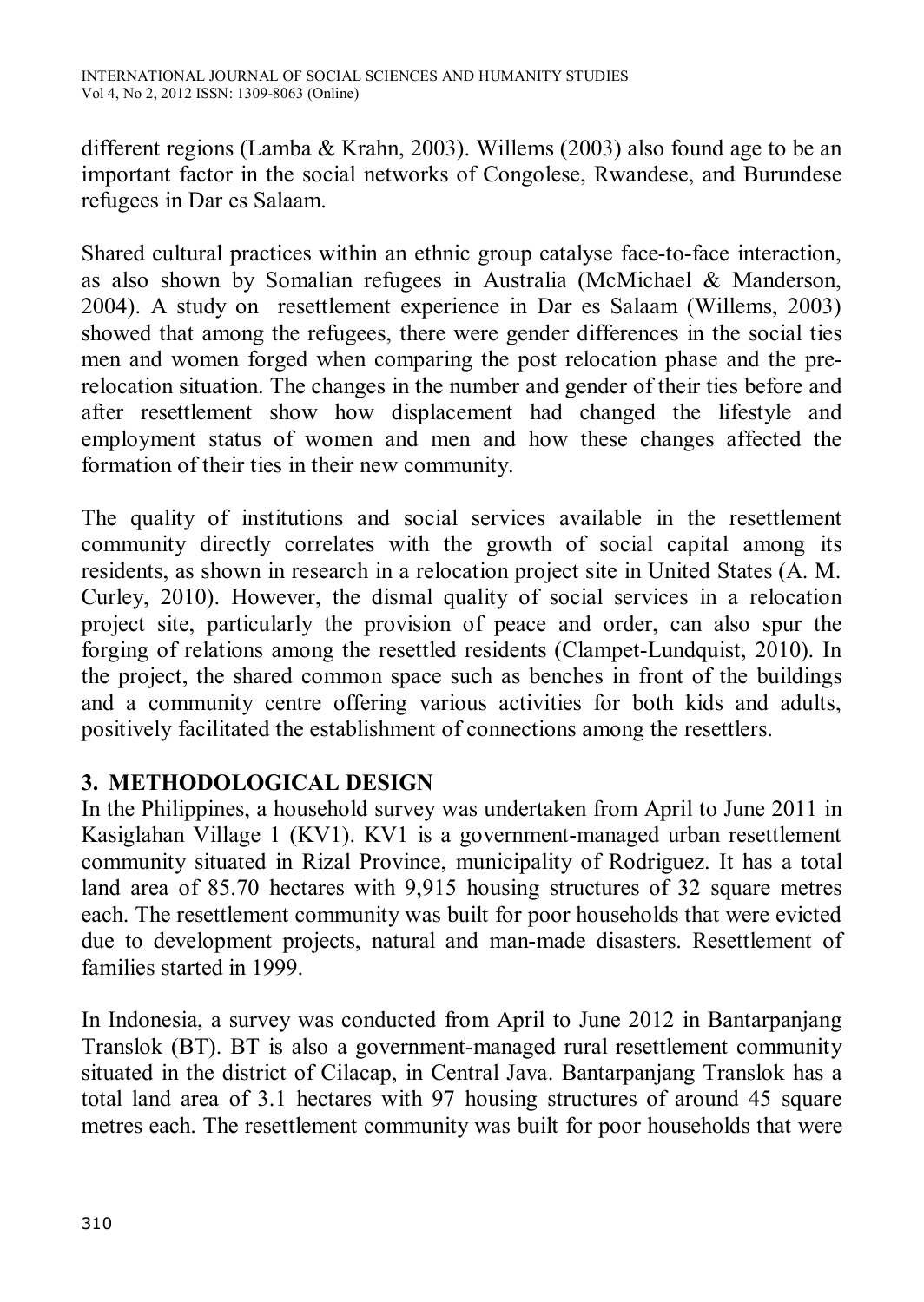different regions (Lamba & Krahn, 2003). Willems (2003) also found age to be an important factor in the social networks of Congolese, Rwandese, and Burundese refugees in Dar es Salaam.

Shared cultural practices within an ethnic group catalyse face-to-face interaction, as also shown by Somalian refugees in Australia (McMichael & Manderson, 2004). A study on resettlement experience in Dar es Salaam (Willems, 2003) showed that among the refugees, there were gender differences in the social ties men and women forged when comparing the post relocation phase and the pre-relocation situation. The changes in the number and gender of their ties before and after resettlement show how displacement had changed the lifestyle and employment status of women and men and how these changes affected the formation of their ties in their new community.

The quality of institutions and social services available in the resettlement community directly correlates with the growth of social capital among its residents, as shown in research in a relocation project site in United States (A. M. Curley, 2010). However, the dismal quality of social services in a relocation project site, particularly the provision of peace and order, can also spur the forging of relations among the resettled residents (Clampet-Lundquist, 2010). In the project, the shared common space such as benches in front of the buildings and a community centre offering various activities for both kids and adults, positively facilitated the establishment of connections among the resettlers.

## 3. METHODOLOGICAL DESIGN

In the Philippines, a household survey was undertaken from April to June 2011 in Kasiglahan Village 1 (KV1). KV1 is a government-managed urban resettlement community situated in Rizal Province, municipality of Rodriguez. It has a total land area of 85.70 hectares with 9,915 housing structures of 32 square metres each. The resettlement community was built for poor households that were evicted due to development projects, natural and man-made disasters. Resettlement of families started in 1999.

In Indonesia, a survey was conducted from April to June 2012 in Bantarpanjang Translok (BT). BT is also a government-managed rural resettlement community situated in the district of Cilacap, in Central Java. Bantarpanjang Translok has a total land area of 3.1 hectares with 97 housing structures of around 45 square metres each. The resettlement community was built for poor households that were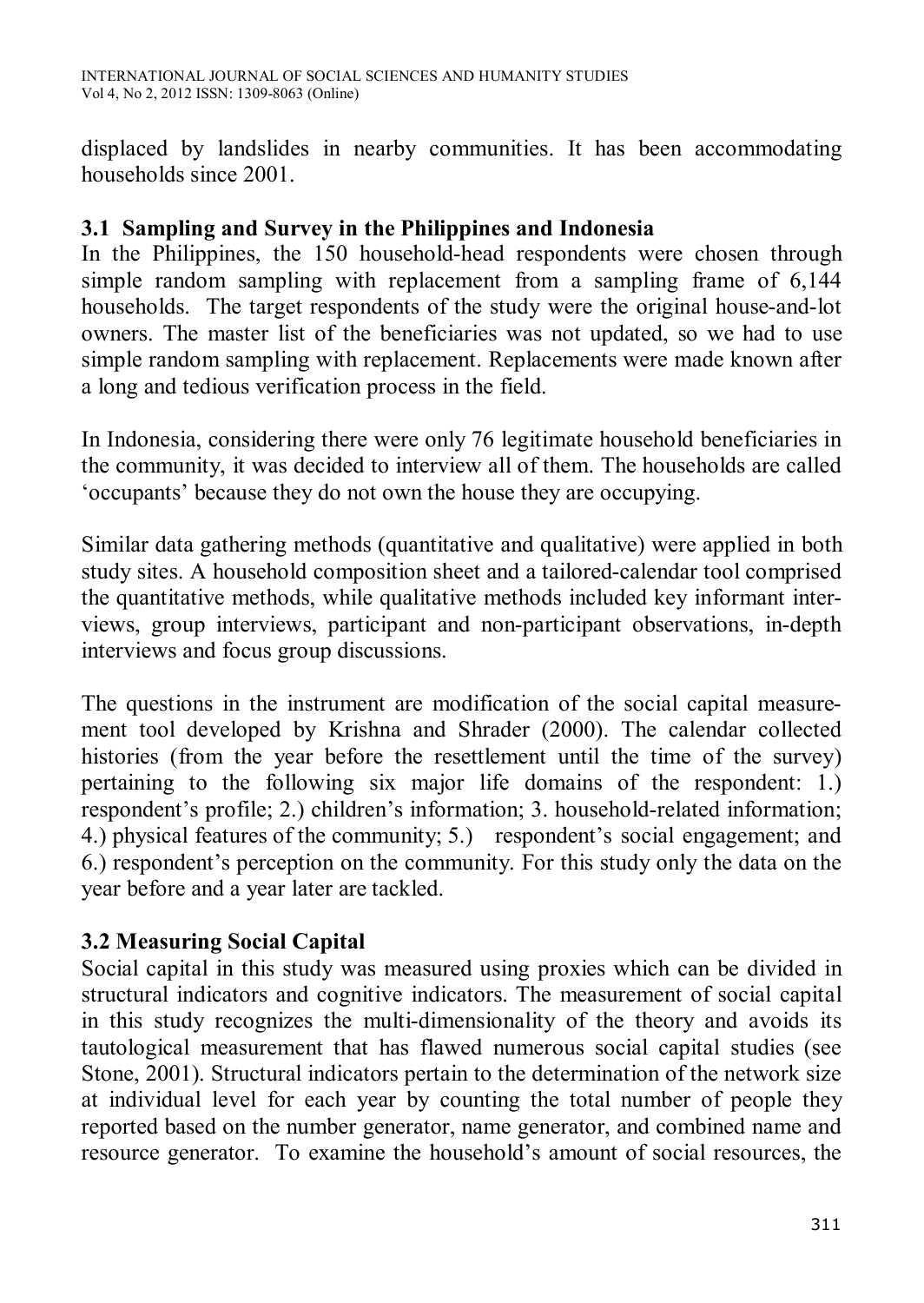displaced by landslides in nearby communities. It has been accommodating households since 2001.

### 3.1 Sampling and Survey in the Philippines and Indonesia

In the Philippines, the 150 household-head respondents were chosen through simple random sampling with replacement from a sampling frame of 6,144 households. The target respondents of the study were the original house-and-lot owners. The master list of the beneficiaries was not updated, so we had to use simple random sampling with replacement. Replacements were made known after a long and tedious verification process in the field.

In Indonesia, considering there were only 76 legitimate household beneficiaries in the community, it was decided to interview all of them. The households are called 'occupants' because they do not own the house they are occupying.

Similar data gathering methods (quantitative and qualitative) were applied in both study sites. A household composition sheet and a tailored-calendar tool comprised the quantitative methods, while qualitative methods included key informant interviews, group interviews, participant and non-participant observations, in-depth interviews and focus group discussions.

The questions in the instrument are modification of the social capital measurement tool developed by Krishna and Shrader (2000). The calendar collected histories (from the year before the resettlement until the time of the survey) pertaining to the following six major life domains of the respondent: 1.) respondent's profile; 2.) children's information; 3. household-related information; 4.) physical features of the community; 5.) respondent's social engagement; and 6.) respondent's perception on the community. For this study only the data on the year before and a year later are tackled.

### 3.2 Measuring Social Capital

Social capital in this study was measured using proxies which can be divided in structural indicators and cognitive indicators. The measurement of social capital in this study recognizes the multi-dimensionality of the theory and avoids its tautological measurement that has flawed numerous social capital studies (see Stone, 2001). Structural indicators pertain to the determination of the network size at individual level for each year by counting the total number of people they reported based on the number generator, name generator, and combined name and resource generator. To examine the household's amount of social resources, the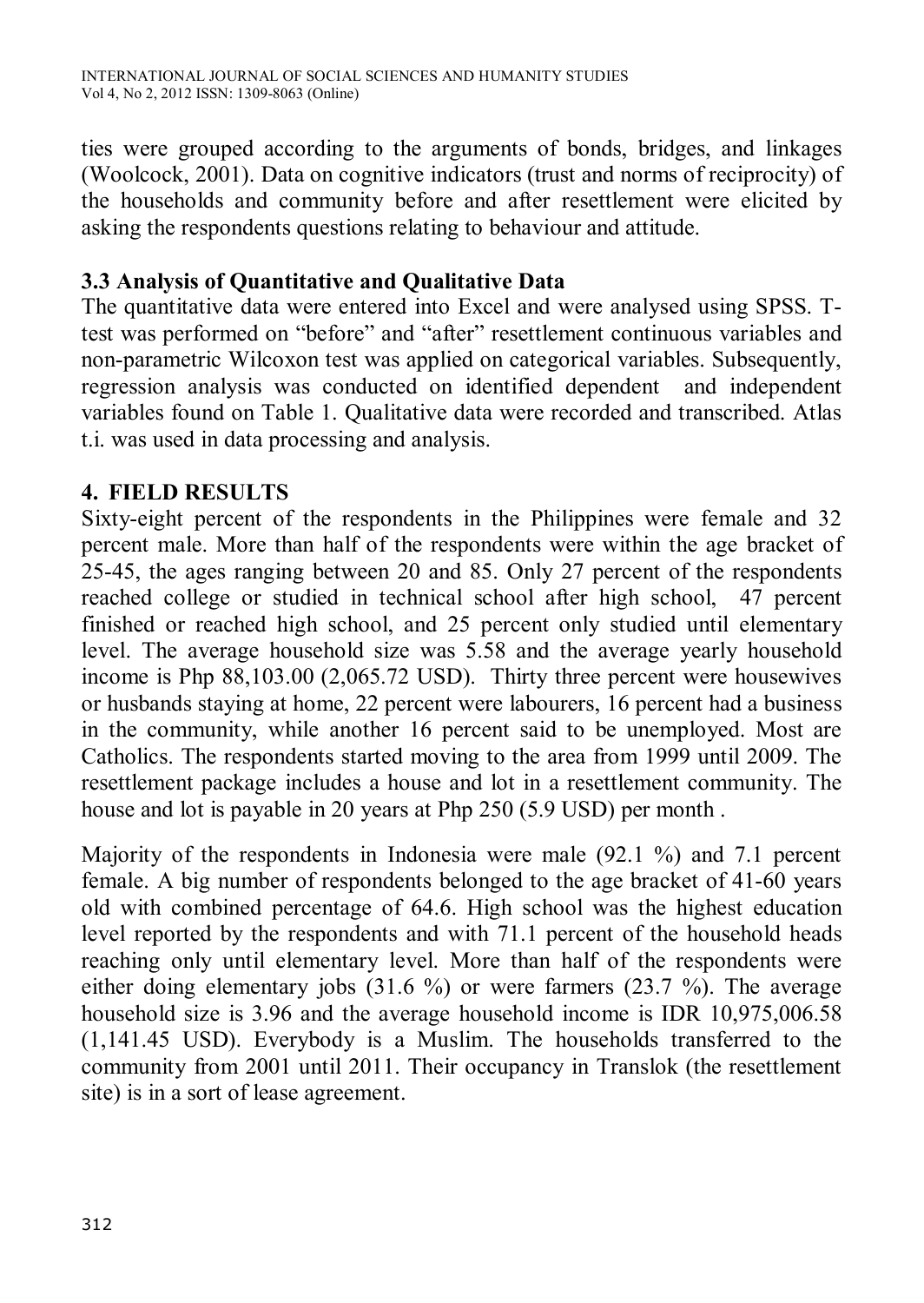ties were grouped according to the arguments of bonds, bridges, and linkages (Woolcock, 2001). Data on cognitive indicators (trust and norms of reciprocity) of the households and community before and after resettlement were elicited by asking the respondents questions relating to behaviour and attitude.

### 3.3 Analysis of Quantitative and Qualitative Data

The quantitative data were entered into Excel and were analysed using SPSS. T-test was performed on "before" and "after" resettlement continuous variables and non-parametric Wilcoxon test was applied on categorical variables. Subsequently, regression analysis was conducted on identified dependent and independent variables found on Table 1. Qualitative data were recorded and transcribed. Atlas t.i. was used in data processing and analysis.

## 4. FIELD RESULTS

Sixty-eight percent of the respondents in the Philippines were female and 32 percent male. More than half of the respondents were within the age bracket of 25-45, the ages ranging between 20 and 85. Only 27 percent of the respondents reached college or studied in technical school after high school, 47 percent finished or reached high school, and 25 percent only studied until elementary level. The average household size was 5.58 and the average yearly household income is Php 88,103.00 (2,065.72 USD). Thirty three percent were housewives or husbands staying at home, 22 percent were labourers, 16 percent had a business in the community, while another 16 percent said to be unemployed. Most are Catholics. The respondents started moving to the area from 1999 until 2009. The resettlement package includes a house and lot in a resettlement community. The house and lot is payable in 20 years at Php 250 (5.9 USD) per month .

Majority of the respondents in Indonesia were male (92.1 %) and 7.1 percent female. A big number of respondents belonged to the age bracket of 41-60 years old with combined percentage of 64.6. High school was the highest education level reported by the respondents and with 71.1 percent of the household heads reaching only until elementary level. More than half of the respondents were either doing elementary jobs (31.6 %) or were farmers (23.7 %). The average household size is 3.96 and the average household income is IDR 10,975,006.58 (1,141.45 USD). Everybody is a Muslim. The households transferred to the community from 2001 until 2011. Their occupancy in Translok (the resettlement site) is in a sort of lease agreement.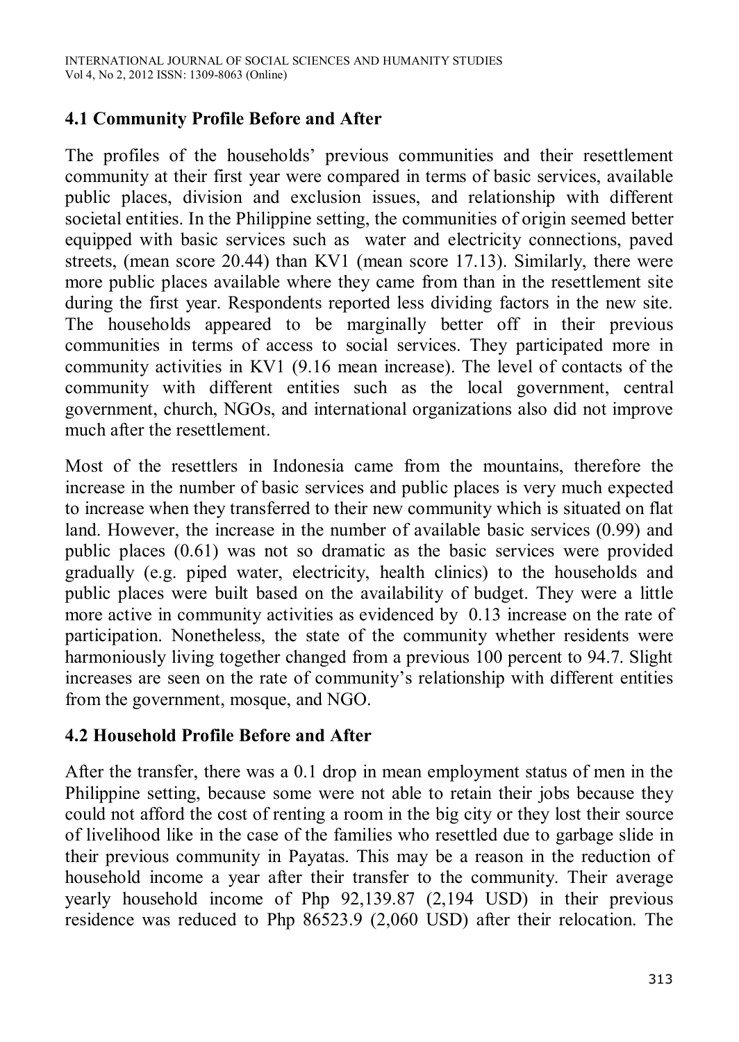## 4.1 Community Profile Before and After

The profiles of the households' previous communities and their resettlement community at their first year were compared in terms of basic services, available public places, division and exclusion issues, and relationship with different societal entities. In the Philippine setting, the communities of origin seemed better equipped with basic services such as water and electricity connections, paved streets, (mean score 20.44) than KV1 (mean score 17.13). Similarly, there were more public places available where they came from than in the resettlement site during the first year. Respondents reported less dividing factors in the new site. The households appeared to be marginally better off in their previous communities in terms of access to social services. They participated more in community activities in KV1 (9.16 mean increase). The level of contacts of the community with different entities such as the local government, central government, church, NGOs, and international organizations also did not improve much after the resettlement.

Most of the resettlers in Indonesia came from the mountains, therefore the increase in the number of basic services and public places is very much expected to increase when they transferred to their new community which is situated on flat land. However, the increase in the number of available basic services (0.99) and public places (0.61) was not so dramatic as the basic services were provided gradually (e.g. piped water, electricity, health clinics) to the households and public places were built based on the availability of budget. They were a little more active in community activities as evidenced by 0.13 increase on the rate of participation. Nonetheless, the state of the community whether residents were harmoniously living together changed from a previous 100 percent to 94.7. Slight increases are seen on the rate of community's relationship with different entities from the government, mosque, and NGO.

## 4.2 Household Profile Before and After

After the transfer, there was a 0.1 drop in mean employment status of men in the Philippine setting, because some were not able to retain their jobs because they could not afford the cost of renting a room in the big city or they lost their source of livelihood like in the case of the families who resettled due to garbage slide in their previous community in Payatas. This may be a reason in the reduction of household income a year after their transfer to the community. Their average yearly household income of Php 92,139.87 (2,194 USD) in their previous residence was reduced to Php 86523.9 (2,060 USD) after their relocation. The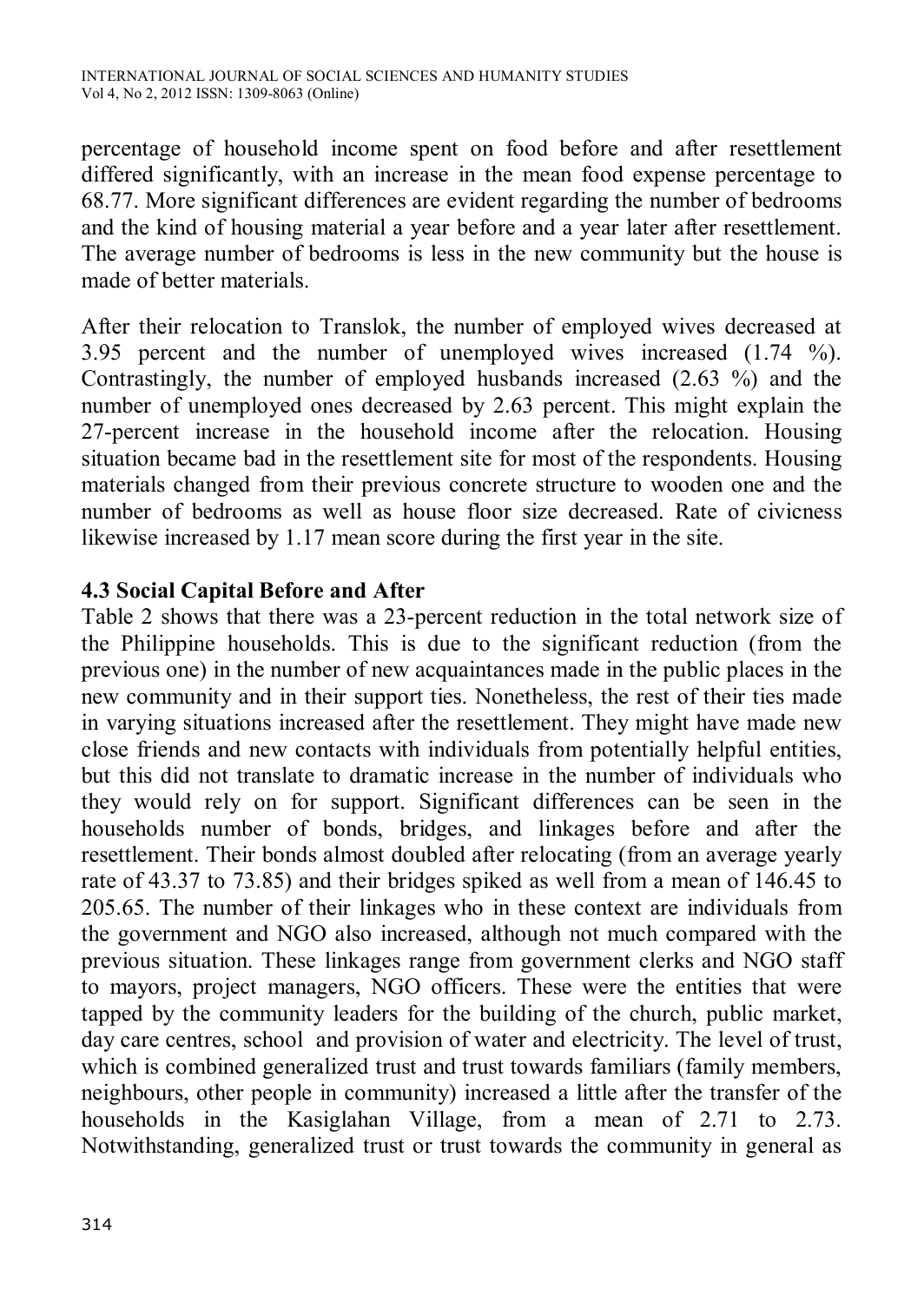percentage of household income spent on food before and after resettlement differed significantly, with an increase in the mean food expense percentage to 68.77. More significant differences are evident regarding the number of bedrooms and the kind of housing material a year before and a year later after resettlement. The average number of bedrooms is less in the new community but the house is made of better materials.

After their relocation to Translok, the number of employed wives decreased at 3.95 percent and the number of unemployed wives increased (1.74 %). Contrastingly, the number of employed husbands increased (2.63 %) and the number of unemployed ones decreased by 2.63 percent. This might explain the 27-percent increase in the household income after the relocation. Housing situation became bad in the resettlement site for most of the respondents. Housing materials changed from their previous concrete structure to wooden one and the number of bedrooms as well as house floor size decreased. Rate of civicness likewise increased by 1.17 mean score during the first year in the site.

### 4.3 Social Capital Before and After

Table 2 shows that there was a 23-percent reduction in the total network size of the Philippine households. This is due to the significant reduction (from the previous one) in the number of new acquaintances made in the public places in the new community and in their support ties. Nonetheless, the rest of their ties made in varying situations increased after the resettlement. They might have made new close friends and new contacts with individuals from potentially helpful entities, but this did not translate to dramatic increase in the number of individuals who they would rely on for support. Significant differences can be seen in the households number of bonds, bridges, and linkages before and after the resettlement. Their bonds almost doubled after relocating (from an average yearly rate of 43.37 to 73.85) and their bridges spiked as well from a mean of 146.45 to 205.65. The number of their linkages who in these context are individuals from the government and NGO also increased, although not much compared with the previous situation. These linkages range from government clerks and NGO staff to mayors, project managers, NGO officers. These were the entities that were tapped by the community leaders for the building of the church, public market, day care centres, school and provision of water and electricity. The level of trust, which is combined generalized trust and trust towards familiars (family members, neighbours, other people in community) increased a little after the transfer of the households in the Kasiglahan Village, from a mean of 2.71 to 2.73. Notwithstanding, generalized trust or trust towards the community in general as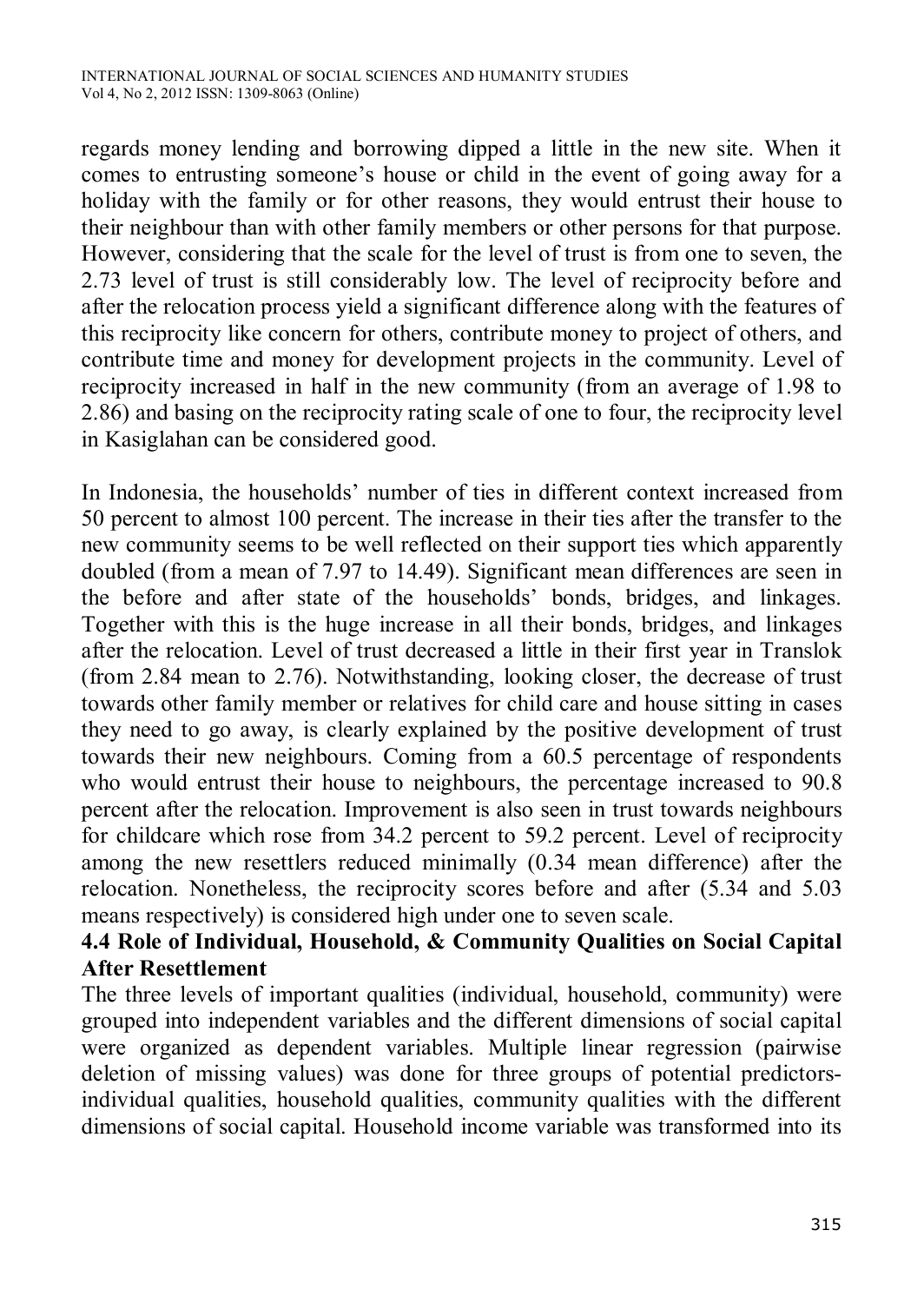regards money lending and borrowing dipped a little in the new site. When it comes to entrusting someone's house or child in the event of going away for a holiday with the family or for other reasons, they would entrust their house to their neighbour than with other family members or other persons for that purpose. However, considering that the scale for the level of trust is from one to seven, the 2.73 level of trust is still considerably low. The level of reciprocity before and after the relocation process yield a significant difference along with the features of this reciprocity like concern for others, contribute money to project of others, and contribute time and money for development projects in the community. Level of reciprocity increased in half in the new community (from an average of 1.98 to 2.86) and basing on the reciprocity rating scale of one to four, the reciprocity level in Kasiglahan can be considered good.

In Indonesia, the households' number of ties in different context increased from 50 percent to almost 100 percent. The increase in their ties after the transfer to the new community seems to be well reflected on their support ties which apparently doubled (from a mean of 7.97 to 14.49). Significant mean differences are seen in the before and after state of the households' bonds, bridges, and linkages. Together with this is the huge increase in all their bonds, bridges, and linkages after the relocation. Level of trust decreased a little in their first year in Translok (from 2.84 mean to 2.76). Notwithstanding, looking closer, the decrease of trust towards other family member or relatives for child care and house sitting in cases they need to go away, is clearly explained by the positive development of trust towards their new neighbours. Coming from a 60.5 percentage of respondents who would entrust their house to neighbours, the percentage increased to 90.8 percent after the relocation. Improvement is also seen in trust towards neighbours for childcare which rose from 34.2 percent to 59.2 percent. Level of reciprocity among the new resettlers reduced minimally (0.34 mean difference) after the relocation. Nonetheless, the reciprocity scores before and after (5.34 and 5.03 means respectively) is considered high under one to seven scale.

### 4.4 Role of Individual, Household, & Community Qualities on Social Capital After Resettlement

The three levels of important qualities (individual, household, community) were grouped into independent variables and the different dimensions of social capital were organized as dependent variables. Multiple linear regression (pairwise deletion of missing values) was done for three groups of potential predictors-individual qualities, household qualities, community qualities with the different dimensions of social capital. Household income variable was transformed into its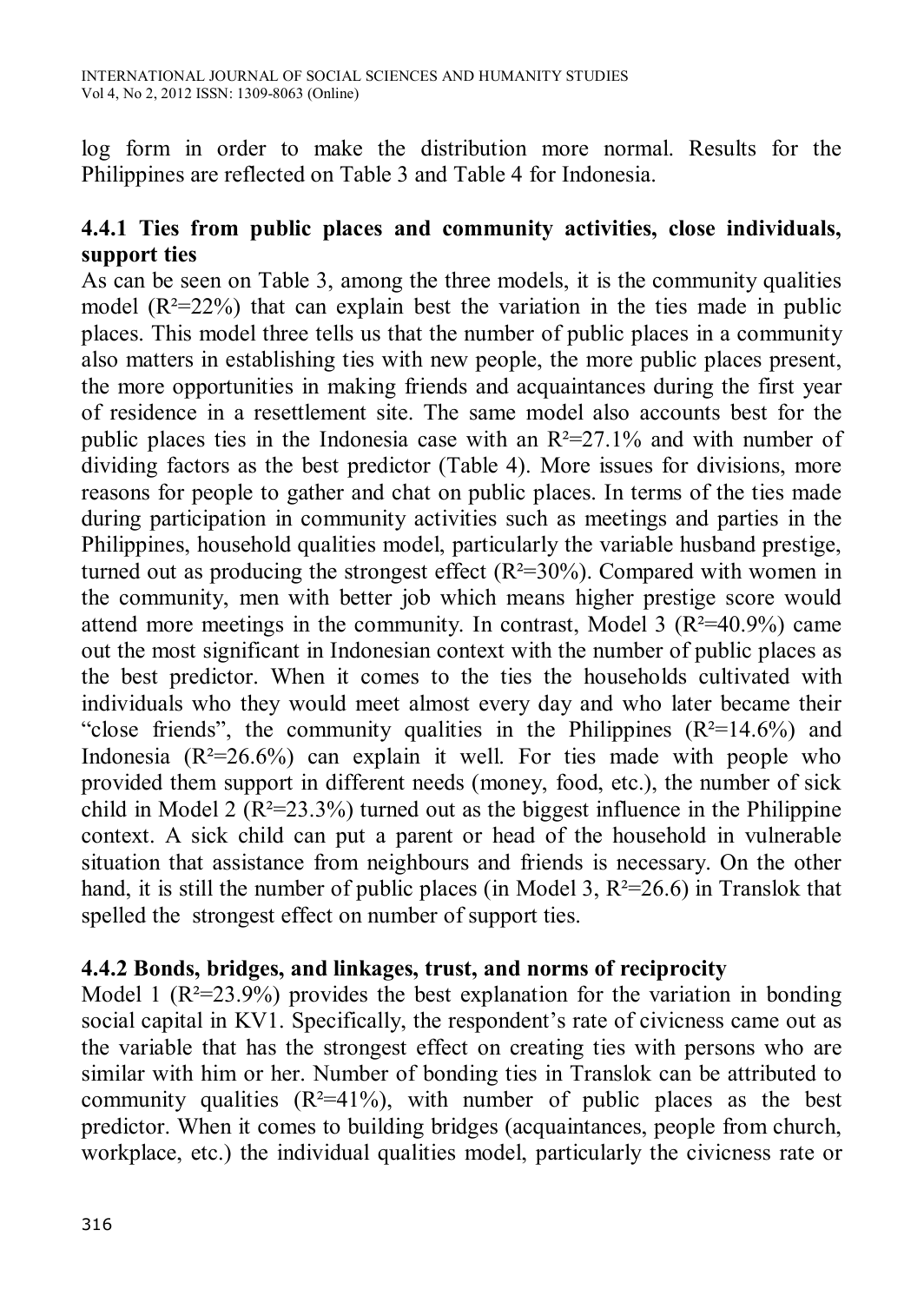log form in order to make the distribution more normal. Results for the Philippines are reflected on Table 3 and Table 4 for Indonesia.

### 4.4.1 Ties from public places and community activities, close individuals, support ties

As can be seen on Table 3, among the three models, it is the community qualities model ($R^2$=22%) that can explain best the variation in the ties made in public places. This model three tells us that the number of public places in a community also matters in establishing ties with new people, the more public places present, the more opportunities in making friends and acquaintances during the first year of residence in a resettlement site. The same model also accounts best for the public places ties in the Indonesia case with an $R^2$=27.1% and with number of dividing factors as the best predictor (Table 4). More issues for divisions, more reasons for people to gather and chat on public places. In terms of the ties made during participation in community activities such as meetings and parties in the Philippines, household qualities model, particularly the variable husband prestige, turned out as producing the strongest effect ($R^2$=30%). Compared with women in the community, men with better job which means higher prestige score would attend more meetings in the community. In contrast, Model 3 ($R^2$=40.9%) came out the most significant in Indonesian context with the number of public places as the best predictor. When it comes to the ties the households cultivated with individuals who they would meet almost every day and who later became their "close friends", the community qualities in the Philippines ($R^2$=14.6%) and Indonesia ($R^2$=26.6%) can explain it well. For ties made with people who provided them support in different needs (money, food, etc.), the number of sick child in Model 2 ($R^2$=23.3%) turned out as the biggest influence in the Philippine context. A sick child can put a parent or head of the household in vulnerable situation that assistance from neighbours and friends is necessary. On the other hand, it is still the number of public places (in Model 3, $R^2$=26.6) in Translok that spelled the strongest effect on number of support ties.

### 4.4.2 Bonds, bridges, and linkages, trust, and norms of reciprocity

Model 1 ($R^2$=23.9%) provides the best explanation for the variation in bonding social capital in KV1. Specifically, the respondent's rate of civicness came out as the variable that has the strongest effect on creating ties with persons who are similar with him or her. Number of bonding ties in Translok can be attributed to community qualities ($R^2$=41%), with number of public places as the best predictor. When it comes to building bridges (acquaintances, people from church, workplace, etc.) the individual qualities model, particularly the civicness rate or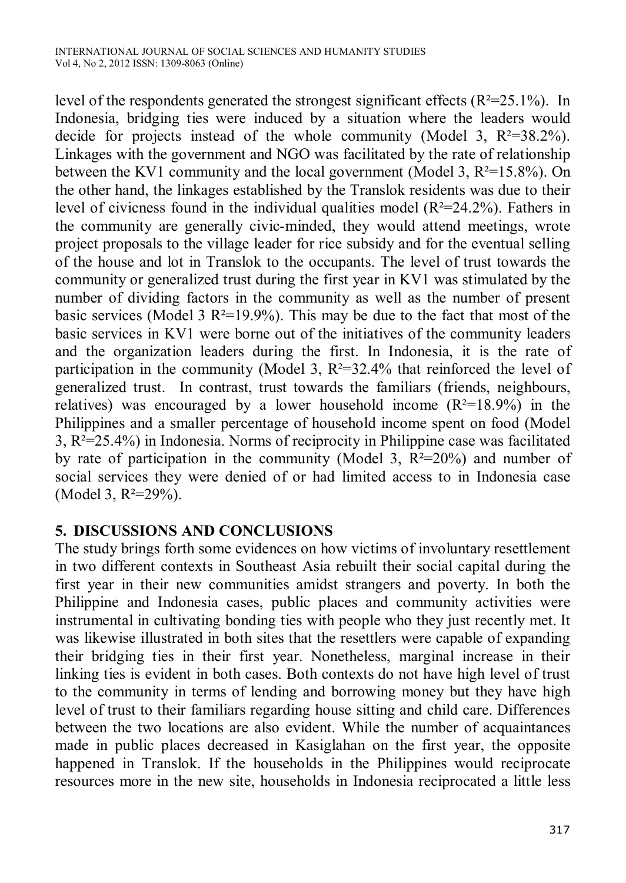level of the respondents generated the strongest significant effects ($R^2$=25.1%). In Indonesia, bridging ties were induced by a situation where the leaders would decide for projects instead of the whole community (Model 3, $R^2$=38.2%). Linkages with the government and NGO was facilitated by the rate of relationship between the KV1 community and the local government (Model 3, $R^2$=15.8%). On the other hand, the linkages established by the Translok residents was due to their level of civicness found in the individual qualities model ($R^2$=24.2%). Fathers in the community are generally civic-minded, they would attend meetings, wrote project proposals to the village leader for rice subsidy and for the eventual selling of the house and lot in Translok to the occupants. The level of trust towards the community or generalized trust during the first year in KV1 was stimulated by the number of dividing factors in the community as well as the number of present basic services (Model 3 $R^2$=19.9%). This may be due to the fact that most of the basic services in KV1 were borne out of the initiatives of the community leaders and the organization leaders during the first. In Indonesia, it is the rate of participation in the community (Model 3, $R^2$=32.4% that reinforced the level of generalized trust. In contrast, trust towards the familiars (friends, neighbours, relatives) was encouraged by a lower household income ($R^2$=18.9%) in the Philippines and a smaller percentage of household income spent on food (Model 3, $R^2$=25.4%) in Indonesia. Norms of reciprocity in Philippine case was facilitated by rate of participation in the community (Model 3, $R^2$=20%) and number of social services they were denied of or had limited access to in Indonesia case (Model 3, $R^2$=29%).

## 5. DISCUSSIONS AND CONCLUSIONS

The study brings forth some evidences on how victims of involuntary resettlement in two different contexts in Southeast Asia rebuilt their social capital during the first year in their new communities amidst strangers and poverty. In both the Philippine and Indonesia cases, public places and community activities were instrumental in cultivating bonding ties with people who they just recently met. It was likewise illustrated in both sites that the resettlers were capable of expanding their bridging ties in their first year. Nonetheless, marginal increase in their linking ties is evident in both cases. Both contexts do not have high level of trust to the community in terms of lending and borrowing money but they have high level of trust to their familiars regarding house sitting and child care. Differences between the two locations are also evident. While the number of acquaintances made in public places decreased in Kasiglahan on the first year, the opposite happened in Translok. If the households in the Philippines would reciprocate resources more in the new site, households in Indonesia reciprocated a little less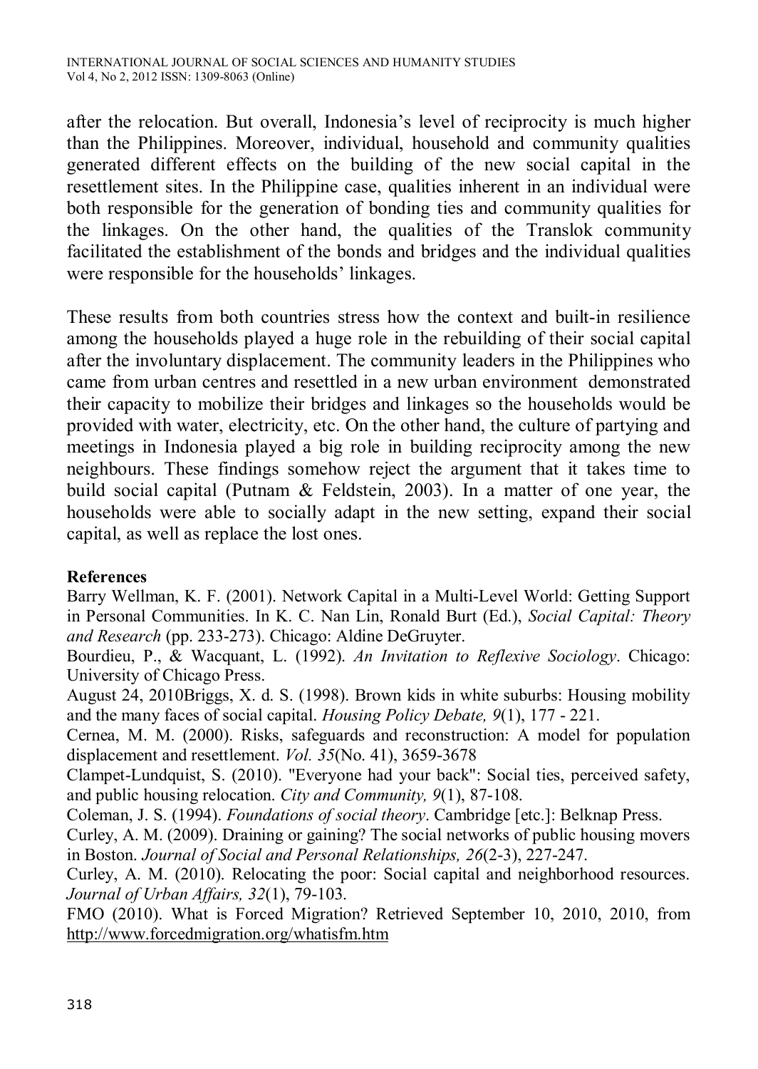after the relocation. But overall, Indonesia's level of reciprocity is much higher than the Philippines. Moreover, individual, household and community qualities generated different effects on the building of the new social capital in the resettlement sites. In the Philippine case, qualities inherent in an individual were both responsible for the generation of bonding ties and community qualities for the linkages. On the other hand, the qualities of the Translok community facilitated the establishment of the bonds and bridges and the individual qualities were responsible for the households' linkages.

These results from both countries stress how the context and built-in resilience among the households played a huge role in the rebuilding of their social capital after the involuntary displacement. The community leaders in the Philippines who came from urban centres and resettled in a new urban environment demonstrated their capacity to mobilize their bridges and linkages so the households would be provided with water, electricity, etc. On the other hand, the culture of partying and meetings in Indonesia played a big role in building reciprocity among the new neighbours. These findings somehow reject the argument that it takes time to build social capital (Putnam & Feldstein, 2003). In a matter of one year, the households were able to socially adapt in the new setting, expand their social capital, as well as replace the lost ones.

**References**

Barry Wellman, K. F. (2001). Network Capital in a Multi-Level World: Getting Support in Personal Communities. In K. C. Nan Lin, Ronald Burt (Ed.), *Social Capital: Theory and Research* (pp. 233-273). Chicago: Aldine DeGruyter.

Bourdieu, P., & Wacquant, L. (1992). *An Invitation to Reflexive Sociology*. Chicago: University of Chicago Press.

August 24, 2010Briggs, X. d. S. (1998). Brown kids in white suburbs: Housing mobility and the many faces of social capital. *Housing Policy Debate, 9*(1), 177 - 221.

Cernea, M. M. (2000). Risks, safeguards and reconstruction: A model for population displacement and resettlement. *Vol. 35*(No. 41), 3659-3678

Clampet-Lundquist, S. (2010). "Everyone had your back": Social ties, perceived safety, and public housing relocation. *City and Community, 9*(1), 87-108.

Coleman, J. S. (1994). *Foundations of social theory*. Cambridge [etc.]: Belknap Press.

Curley, A. M. (2009). Draining or gaining? The social networks of public housing movers in Boston. *Journal of Social and Personal Relationships, 26*(2-3), 227-247.

Curley, A. M. (2010). Relocating the poor: Social capital and neighborhood resources. *Journal of Urban Affairs, 32*(1), 79-103.

FMO (2010). What is Forced Migration? Retrieved September 10, 2010, 2010, from http://www.forcedmigration.org/whatisfm.htm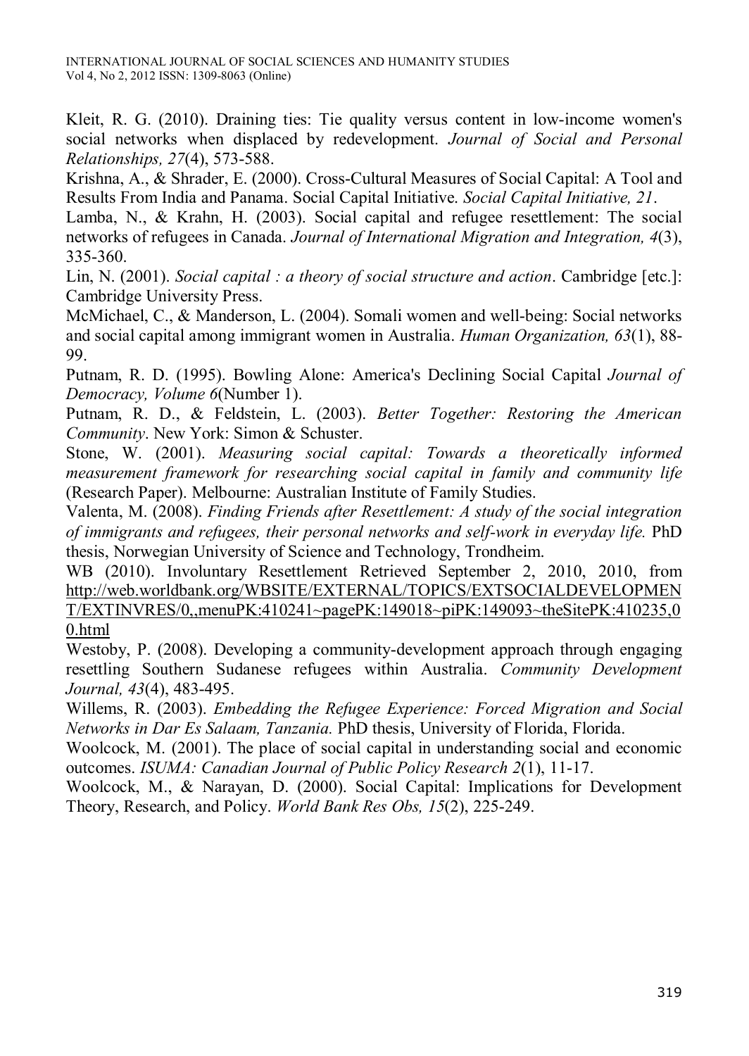Kleit, R. G. (2010). Draining ties: Tie quality versus content in low-income women's social networks when displaced by redevelopment. *Journal of Social and Personal Relationships, 27*(4), 573-588.

Krishna, A., & Shrader, E. (2000). Cross-Cultural Measures of Social Capital: A Tool and Results From India and Panama. Social Capital Initiative. *Social Capital Initiative, 21*.

Lamba, N., & Krahn, H. (2003). Social capital and refugee resettlement: The social networks of refugees in Canada. *Journal of International Migration and Integration, 4*(3), 335-360.

Lin, N. (2001). *Social capital : a theory of social structure and action*. Cambridge [etc.]: Cambridge University Press.

McMichael, C., & Manderson, L. (2004). Somali women and well-being: Social networks and social capital among immigrant women in Australia. *Human Organization, 63*(1), 88-99.

Putnam, R. D. (1995). Bowling Alone: America's Declining Social Capital *Journal of Democracy, Volume 6*(Number 1).

Putnam, R. D., & Feldstein, L. (2003). *Better Together: Restoring the American Community*. New York: Simon & Schuster.

Stone, W. (2001). *Measuring social capital: Towards a theoretically informed measurement framework for researching social capital in family and community life* (Research Paper). Melbourne: Australian Institute of Family Studies.

Valenta, M. (2008). *Finding Friends after Resettlement: A study of the social integration of immigrants and refugees, their personal networks and self-work in everyday life.* PhD thesis, Norwegian University of Science and Technology, Trondheim.

WB (2010). Involuntary Resettlement Retrieved September 2, 2010, 2010, from http://web.worldbank.org/WBSITE/EXTERNAL/TOPICS/EXTSOCIALDEVELOPMENT/EXTINVRES/0,,menuPK:410241~pagePK:149018~piPK:149093~theSitePK:410235,00.html

Westoby, P. (2008). Developing a community-development approach through engaging resettling Southern Sudanese refugees within Australia. *Community Development Journal, 43*(4), 483-495.

Willems, R. (2003). *Embedding the Refugee Experience: Forced Migration and Social Networks in Dar Es Salaam, Tanzania.* PhD thesis, University of Florida, Florida.

Woolcock, M. (2001). The place of social capital in understanding social and economic outcomes. *ISUMA: Canadian Journal of Public Policy Research 2*(1), 11-17.

Woolcock, M., & Narayan, D. (2000). Social Capital: Implications for Development Theory, Research, and Policy. *World Bank Res Obs, 15*(2), 225-249.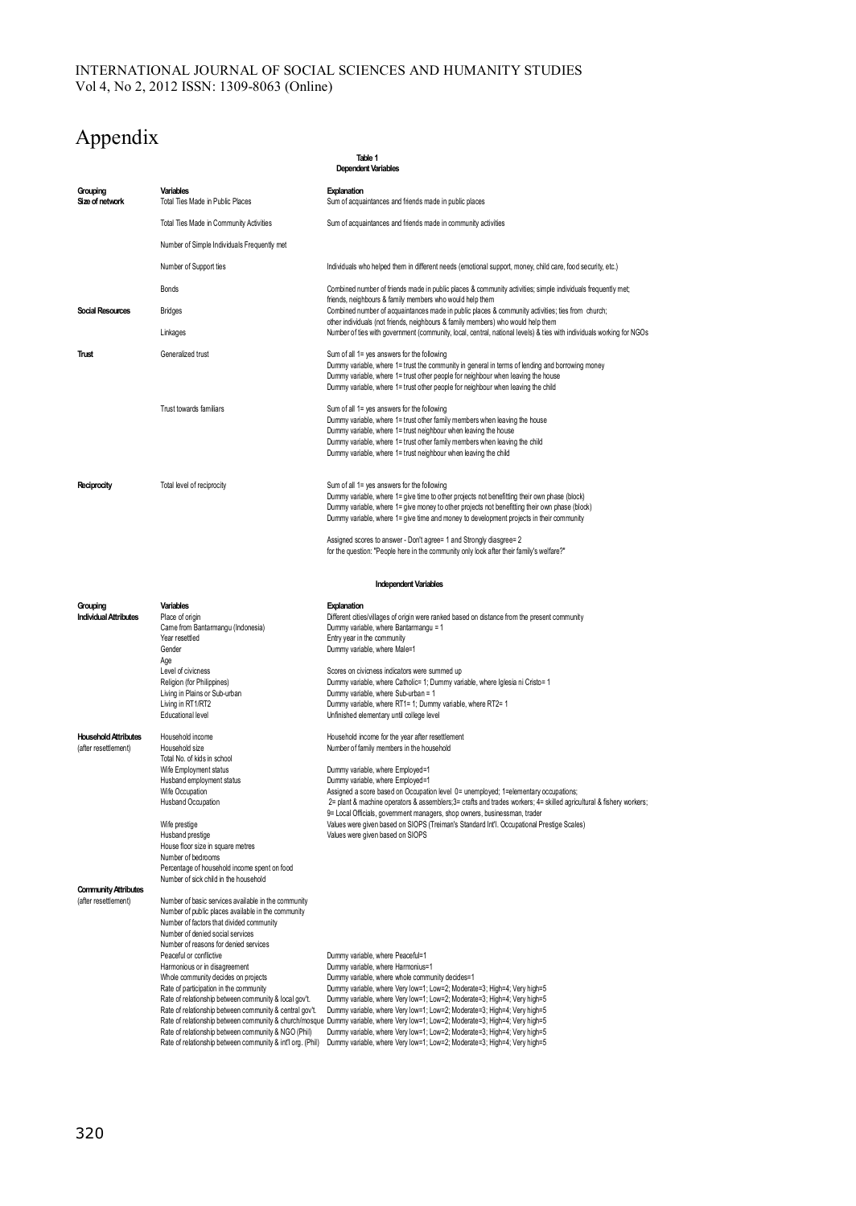# Appendix

**Table 1**
**Dependent Variables**

| Grouping | Variables | Explanation |
|---|---|---|
| **Size of network** | Total Ties Made in Public Places | Sum of acquaintances and friends made in public places |
| | Total Ties Made in Community Activities | Sum of acquaintances and friends made in community activities |
| | Number of Simple Individuals Frequently met | |
| | Number of Support ties | Individuals who helped them in different needs (emotional support, money, child care, food security, etc.) |
| | Bonds | Combined number of friends made in public places & community activities; simple individuals frequently met; friends, neighbours & family members who would help them |
| **Social Resources** | Bridges | Combined number of acquaintances made in public places & community activities; ties from church; other individuals (not friends, neighbours & family members) who would help them |
| | Linkages | Number of ties with government (community, local, central, national levels) & ties with individuals working for NGOs |
| **Trust** | Generalized trust | Sum of all 1= yes answers for the following<br>Dummy variable, where 1= trust the community in general in terms of lending and borrowing money<br>Dummy variable, where 1= trust other people for neighbour when leaving the house<br>Dummy variable, where 1= trust other people for neighbour when leaving the child |
| | Trust towards familiars | Sum of all 1= yes answers for the following<br>Dummy variable, where 1= trust other family members when leaving the house<br>Dummy variable, where 1= trust neighbour when leaving the house<br>Dummy variable, where 1= trust other family members when leaving the child<br>Dummy variable, where 1= trust neighbour when leaving the child |
| **Reciprocity** | Total level of reciprocity | Sum of all 1= yes answers for the following<br>Dummy variable, where 1= give time to other projects not benefitting their own phase (block)<br>Dummy variable, where 1= give money to other projects not benefitting their own phase (block)<br>Dummy variable, where 1= give time and money to development projects in their community<br><br>Assigned scores to answer - Don't agree= 1 and Strongly disagree= 2<br>for the question: "People here in the community only look after their family's welfare?" |

**Independent Variables**

| Grouping | Variables | Explanation |
|---|---|---|
| **Individual Attributes** | Place of origin | Different cities/villages of origin were ranked based on distance from the present community |
| | Came from Bantarmangu (Indonesia) | Dummy variable, where Bantarmangu = 1 |
| | Year resettled | Entry year in the community |
| | Gender | Dummy variable, where Male=1 |
| | Age | |
| | Level of civicness | Scores on civicness indicators were summed up |
| | Religion (for Philippines) | Dummy variable, where Catholic= 1; Dummy variable, where Iglesia ni Cristo= 1 |
| | Living in Plains or Sub-urban | Dummy variable, where Sub-urban = 1 |
| | Living in RT1/RT2 | Dummy variable, where RT1= 1; Dummy variable, where RT2= 1 |
| | Educational level | Unfinished elementary until college level |
| **Household Attributes** (after resettlement) | Household income | Household income for the year after resettlement |
| | Household size | Number of family members in the household |
| | Total No. of kids in school | |
| | Wife Employment status | Dummy variable, where Employed=1 |
| | Husband employment status | Dummy variable, where Employed=1 |
| | Wife Occupation | Assigned a score based on Occupation level 0= unemployed; 1=elementary occupations; |
| | Husband Occupation | 2= plant & machine operators & assemblers;3= crafts and trades workers; 4= skilled agricultural & fishery workers; 9= Local Officials, government managers, shop owners, businessman, trader |
| | Wife prestige | Values were given based on SIOPS (Treiman's Standard Int'l. Occupational Prestige Scales) |
| | Husband prestige | Values were given based on SIOPS |
| | House floor size in square metres | |
| | Number of bedrooms | |
| | Percentage of household income spent on food | |
| | Number of sick child in the household | |
| **Community Attributes** (after resettlement) | Number of basic services available in the community | |
| | Number of public places available in the community | |
| | Number of factors that divided community | |
| | Number of denied social services | |
| | Number of reasons for denied services | |
| | Peaceful or conflictive | Dummy variable, where Peaceful=1 |
| | Harmonious or in disagreement | Dummy variable, where Harmonius=1 |
| | Whole community decides on projects | Dummy variable, where whole community decides=1 |
| | Rate of participation in the community | Dummy variable, where Very low=1; Low=2; Moderate=3; High=4; Very high=5 |
| | Rate of relationship between community & local gov't. | Dummy variable, where Very low=1; Low=2; Moderate=3; High=4; Very high=5 |
| | Rate of relationship between community & central gov't. | Dummy variable, where Very low=1; Low=2; Moderate=3; High=4; Very high=5 |
| | Rate of relationship between community & church/mosque | Dummy variable, where Very low=1; Low=2; Moderate=3; High=4; Very high=5 |
| | Rate of relationship between community & NGO (Phil) | Dummy variable, where Very low=1; Low=2; Moderate=3; High=4; Very high=5 |
| | Rate of relationship between community & int'l org. (Phil) | Dummy variable, where Very low=1; Low=2; Moderate=3; High=4; Very high=5 |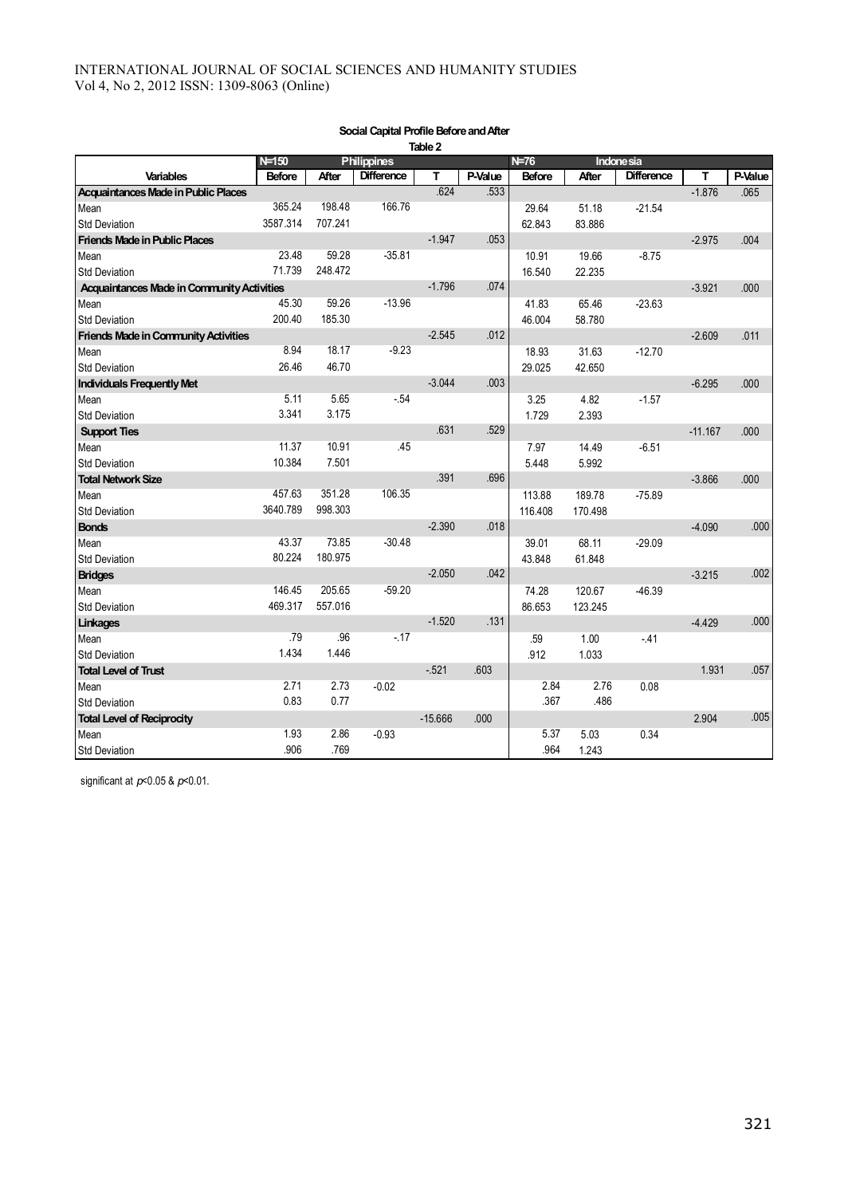**Social Capital Profile Before and After**

**Table 2**

| | N=150 | Philippines | | | | N=76 | Indonesia | | | |
|---|---|---|---|---|---|---|---|---|---|---|
| **Variables** | **Before** | **After** | **Difference** | **T** | **P-Value** | **Before** | **After** | **Difference** | **T** | **P-Value** |
| **Acquaintances Made in Public Places** | | | | .624 | .533 | | | | -1.876 | .065 |
| Mean | 365.24 | 198.48 | 166.76 | | | 29.64 | 51.18 | -21.54 | | |
| Std Deviation | 3587.314 | 707.241 | | | | 62.843 | 83.886 | | | |
| **Friends Made in Public Places** | | | | -1.947 | .053 | | | | -2.975 | .004 |
| Mean | 23.48 | 59.28 | -35.81 | | | 10.91 | 19.66 | -8.75 | | |
| Std Deviation | 71.739 | 248.472 | | | | 16.540 | 22.235 | | | |
| **Acquaintances Made in Community Activities** | | | | -1.796 | .074 | | | | -3.921 | .000 |
| Mean | 45.30 | 59.26 | -13.96 | | | 41.83 | 65.46 | -23.63 | | |
| Std Deviation | 200.40 | 185.30 | | | | 46.004 | 58.780 | | | |
| **Friends Made in Community Activities** | | | | -2.545 | .012 | | | | -2.609 | .011 |
| Mean | 8.94 | 18.17 | -9.23 | | | 18.93 | 31.63 | -12.70 | | |
| Std Deviation | 26.46 | 46.70 | | | | 29.025 | 42.650 | | | |
| **Individuals Frequently Met** | | | | -3.044 | .003 | | | | -6.295 | .000 |
| Mean | 5.11 | 5.65 | -.54 | | | 3.25 | 4.82 | -1.57 | | |
| Std Deviation | 3.341 | 3.175 | | | | 1.729 | 2.393 | | | |
| **Support Ties** | | | | .631 | .529 | | | | -11.167 | .000 |
| Mean | 11.37 | 10.91 | .45 | | | 7.97 | 14.49 | -6.51 | | |
| Std Deviation | 10.384 | 7.501 | | | | 5.448 | 5.992 | | | |
| **Total Network Size** | | | | .391 | .696 | | | | -3.866 | .000 |
| Mean | 457.63 | 351.28 | 106.35 | | | 113.88 | 189.78 | -75.89 | | |
| Std Deviation | 3640.789 | 998.303 | | | | 116.408 | 170.498 | | | |
| **Bonds** | | | | -2.390 | .018 | | | | -4.090 | .000 |
| Mean | 43.37 | 73.85 | -30.48 | | | 39.01 | 68.11 | -29.09 | | |
| Std Deviation | 80.224 | 180.975 | | | | 43.848 | 61.848 | | | |
| **Bridges** | | | | -2.050 | .042 | | | | -3.215 | .002 |
| Mean | 146.45 | 205.65 | -59.20 | | | 74.28 | 120.67 | -46.39 | | |
| Std Deviation | 469.317 | 557.016 | | | | 86.653 | 123.245 | | | |
| **Linkages** | | | | -1.520 | .131 | | | | -4.429 | .000 |
| Mean | .79 | .96 | -.17 | | | .59 | 1.00 | -.41 | | |
| Std Deviation | 1.434 | 1.446 | | | | .912 | 1.033 | | | |
| **Total Level of Trust** | | | | -.521 | .603 | | | | 1.931 | .057 |
| Mean | 2.71 | 2.73 | -0.02 | | | 2.84 | 2.76 | 0.08 | | |
| Std Deviation | 0.83 | 0.77 | | | | .367 | .486 | | | |
| **Total Level of Reciprocity** | | | | -15.666 | .000 | | | | 2.904 | .005 |
| Mean | 1.93 | 2.86 | -0.93 | | | 5.37 | 5.03 | 0.34 | | |
| Std Deviation | .906 | .769 | | | | .964 | 1.243 | | | |

significant at $p<0.05$ & $p<0.01$.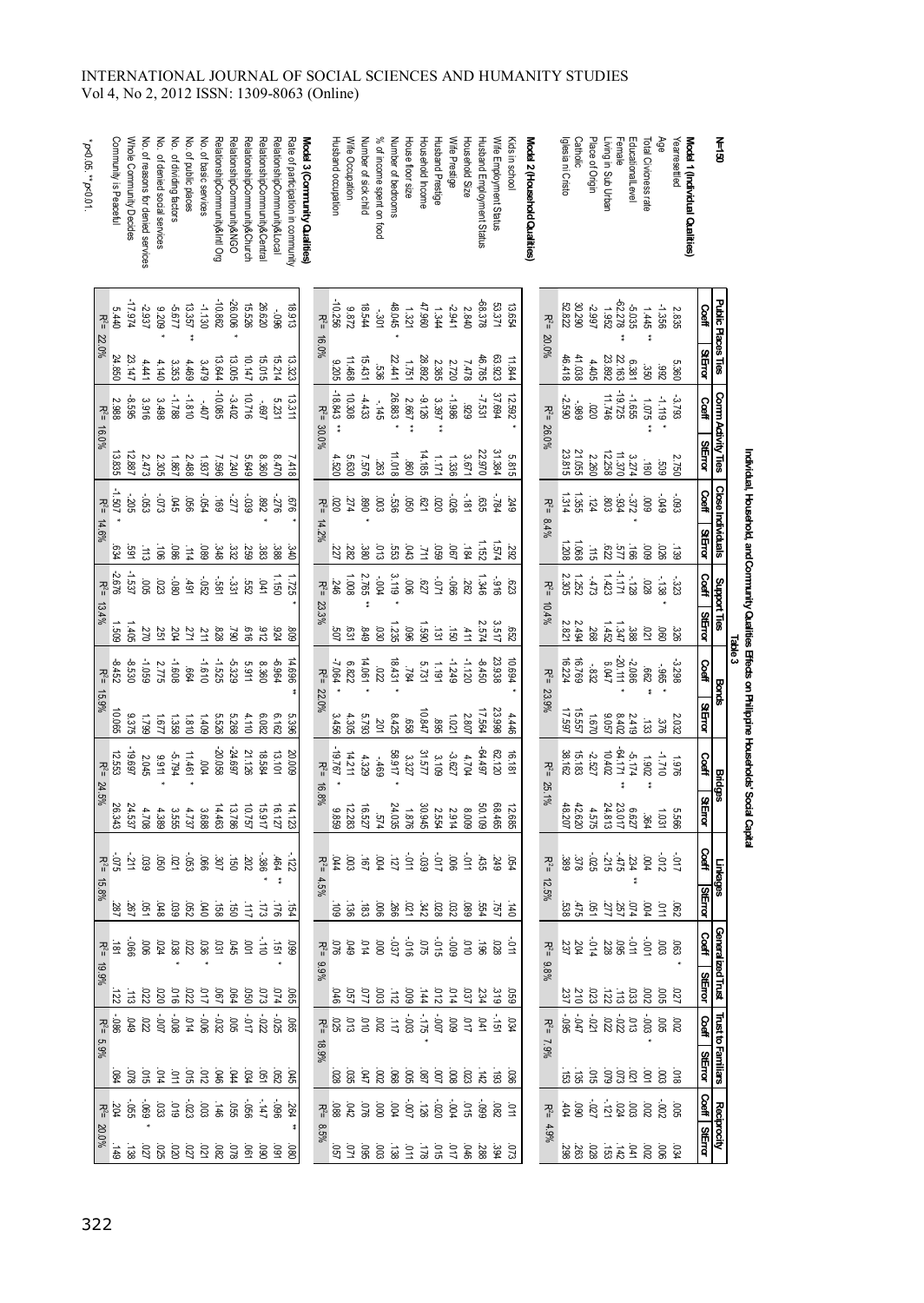**Table 3**

**Individual, Household, and Community Qualities Effects on Philippine Households' Social Capital**

| N=150 | Public Places Ties | | Comm Activity Ties | | Close Individuals | | Support Ties | | Bonds | | Bridges | | Linkages | | Generalized Trust | | Trust to Familiars | | Reciprocity | |
|---|---|---|---|---|---|---|---|---|---|---|---|---|---|---|---|---|---|---|---|---|
| | Coeff | StError | Coeff | StError | Coeff | StError | Coeff | StError | Coeff | StError | Coeff | StError | Coeff | StError | Coeff | StError | Coeff | StError | Coeff | StError |
| **Model 1 (Individual Qualities)** | | | | | | | | | | | | | | | | | | | | |
| Yearresettled | 2.835 | 5.360 | -3.793 | 2.750 | -.093 | .139 | -.323 | .326 | -3.298 | 2.032 | 1.976 | 5.566 | -.017 | .062 | .063 * | .027 | .002 | .018 | .005 | .034 |
| Age | -1.356 | .992 | -1.119 * | .509 | -.049 | .026 | -.138 * | .060 | -.965 * | .376 | -1.710 | 1.031 | -.012 | .011 | .003 | .005 | .005 | .003 | -.002 | .006 |
| Total Civicness rate | 1.445 ** | .350 | 1.075 ** | .180 | .009 | .009 | .028 | .021 | .662 ** | .133 | 1.902 ** | .364 | .004 | .004 | -.001 | .002 | -.003 * | .001 | .002 | .002 |
| EducationalLevel | -5.035 | 6.381 | -1.655 | 3.274 | -.372 * | .166 | -.128 | .388 | -2.086 | 2.419 | -5.174 | 6.627 | .234 ** | .074 | -.011 | .033 | .013 | .021 | .003 | .041 |
| Female | -62.278 ** | 22.163 | -19.725 | 11.370 | -.934 | .577 | -1.171 | 1.347 | -20.111 * | 8.402 | -64.171 ** | 23.017 | -.475 | .257 | .095 | .113 | -.022 | .073 | .024 | .142 |
| Living in Sub Urban | 1.952 | 23.892 | 11.746 | 12.258 | .803 | .622 | 1.423 | 1.452 | 5.047 | 9.057 | 10.402 | 24.813 | -.215 | .277 | .228 | .122 | .022 | .079 | -.121 | .153 |
| Place of Origin | -2.997 | 4.405 | .020 | 2.260 | .124 | .115 | -.473 | .268 | -.832 | 1.670 | -2.527 | 4.575 | -.025 | .051 | -.014 | .023 | -.021 | .015 | -.027 | .028 |
| Catholic | 30.290 | 41.038 | -.989 | 21.055 | 1.355 | 1.068 | 1.252 | 2.494 | 16.769 | 15.557 | 15.183 | 42.620 | .378 | .475 | .204 | .210 | -.047 | .135 | .090 | .263 |
| Iglesia ni Cristo | 52.822 | 46.418 | -2.590 | 23.815 | 1.314 | 1.208 | 2.305 | 2.821 | 16.224 | 17.597 | 38.162 | 48.207 | .369 | .538 | .237 | .237 | -.095 | .153 | .404 | .298 |
| | $R^2$= 20.0% | | $R^2$= 26.0% | | $R^2$= 8.4% | | $R^2$= 10.4% | | $R^2$= 23.9% | | $R^2$= 25.1% | | $R^2$= 12.5% | | $R^2$= 9.8% | | $R^2$= 7.9% | | $R^2$= 4.9% | |
| **Model 2 (Household Qualities)** | | | | | | | | | | | | | | | | | | | | |
| Kids in school | 13.654 | 11.844 | 12.592 * | 5.815 | .249 | .292 | .623 | .652 | 10.694 * | 4.446 | 16.181 | 12.685 | .054 | .140 | -.011 | .059 | .034 | .036 | .011 | .073 |
| Wife Employment Status | 53.371 | 63.923 | 37.694 | 31.384 | -.784 | 1.574 | -.916 | 3.517 | 23.938 | 23.998 | 62.120 | 68.465 | .249 | .757 | .028 | .319 | -.151 | .193 | .082 | .394 |
| Husband Employment Status | -68.378 | 46.785 | -7.531 | 22.970 | .635 | 1.152 | 1.346 | 2.574 | -8.450 | 17.564 | -64.497 | 50.109 | .435 | .554 | .196 | .234 | .041 | .142 | -.099 | .288 |
| Household Size | 2.840 | 7.478 | .929 | 3.671 | -.181 | .184 | .262 | .411 | -1.120 | 2.807 | 4.704 | 8.009 | .006 | .089 | .010 | .037 | .017 | .023 | .015 | .046 |
| Wife Prestige | -2.941 | 2.720 | -1.986 | 1.336 | -.026 | .067 | -.066 | .150 | -1.249 | 1.021 | -3.627 | 2.914 | .006 | .032 | -.009 | .014 | .009 | .008 | -.004 | .017 |
| Husband Prestige | 1.344 | 2.385 | 3.397 ** | 1.171 | .020 | .059 | -.071 | .131 | 1.191 | .895 | 3.109 | 2.554 | -.017 | .028 | -.015 | .012 | -.007 | .007 | -.020 | .015 |
| Household Income | 47.960 | 28.892 | -9.126 | 14.185 | .621 | .711 | .627 | 1.590 | 5.731 | 10.847 | 31.577 | 30.945 | -.039 | .342 | .075 | .144 | -.175 * | .087 | .126 | .178 |
| House floor size | 1.321 | 1.751 | 2.667 ** | .860 | .050 | .043 | .006 | .096 | .784 | .658 | 3.327 | 1.876 | -.011 | .021 | -.016 | .009 | -.003 | .005 | -.007 | .011 |
| Number of bedrooms | 48.045 * | 22.441 | 26.883 * | 11.018 | -.536 | .553 | 3.119 * | 1.235 | 18.431 * | 8.425 | 58.917 * | 24.035 | .127 | .266 | -.037 | .112 | .117 | .068 | .004 | .138 |
| % of income spent on food | -.301 | .536 | -.145 | .263 | .003 | .013 | -.004 | .030 | .022 | .201 | -.469 | .574 | .004 | .006 | .000 | .003 | .002 | .002 | .000 | .003 |
| Number of sick child | 18.544 | 15.431 | -4.433 | 7.576 | .890 * | .380 | 2.765 ** | .849 | 14.061 * | 5.793 | 4.329 | 16.527 | .167 | .183 | .014 | .077 | .010 | .047 | .076 | .095 |
| Wife Occupation | 9.872 | 11.468 | 10.308 | 5.630 | .274 | .282 | 1.008 | .631 | 6.822 | 4.305 | 14.211 | 12.283 | .003 | .136 | .049 | .057 | .013 | .035 | .042 | .071 |
| Husband occupation | -10.256 | 9.205 | -18.834 ** | 4.520 | .020 | .227 | .246 | .507 | -7.064 * | 3.456 | -19.767 * | 9.859 | .044 | .109 | .076 | .046 | .025 | .028 | .088 | .057 |
| | $R^2$= 16.0% | | $R^2$= 30.0% | | $R^2$= 14.2% | | $R^2$= 23.3% | | $R^2$= 22.0% | | $R^2$= 16.8% | | $R^2$= 4.5% | | $R^2$= 9.9% | | $R^2$= 18.9% | | $R^2$= 8.5% | |
| **Model 3 (Community Qualities)** | | | | | | | | | | | | | | | | | | | | |
| Rate of participation in community | 18.813 | 13.323 | 13.311 | 7.418 | .676 * | .340 | 1.725 * | .809 | 14.696 ** | 5.396 | 20.009 | 14.123 | -.122 | .154 | .099 | .065 | .065 | .045 | .264 ** | .080 |
| RelationshipCommunity&Local | -.096 | 15.214 | 5.231 | 8.470 | -.276 | .388 | 1.150 | .924 | -6.964 | 6.162 | 13.101 | 16.127 | .464 ** | .176 | .151 * | .074 | -.025 | .052 | -.096 | .091 |
| RelationshipCommunity&Central | 26.620 | 15.015 | -.697 | 8.360 | .892 * | .383 | .041 | .912 | 8.360 | 6.082 | 18.584 | 15.917 | -.386 * | .173 | -.110 | .073 | -.022 | .051 | -.147 | .090 |
| RelationshipCommunity&Church | 15.526 | 10.147 | 10.716 | 5.649 | -.039 | .259 | .552 | .616 | 5.911 | 4.110 | 21.126 | 10.757 | .202 | .117 | .001 | .050 | -.017 | .034 | -.056 | .061 |
| RelationshipCommunity&NGO | -26.006 * | 13.005 | -3.402 | 7.240 | -.277 | .332 | -.331 | .790 | -5.329 | 5.288 | -24.697 | 13.786 | .150 | .150 | .045 | .064 | .005 | .044 | .055 | .078 |
| RelationshipCommunity&Intl Org | -10.862 | 13.644 | -10.085 | 7.596 | .169 | .348 | -.581 | .828 | -1.525 | 5.526 | -20.058 | 14.463 | .307 | .158 | .031 | .067 | -.032 | .046 | .146 | .082 |
| No. of basic services | -1.130 | 3.479 | -.407 | 1.937 | -.054 | .089 | -.052 | .211 | -1.610 | 1.409 | .004 | 3.688 | .066 | .040 | .036 * | .017 | -.006 | .012 | .003 | .021 |
| No. of public places | 13.357 ** | 4.469 | -1.810 | 2.488 | .056 | .114 | .491 | .271 | .664 | 1.810 | 11.461 * | 4.737 | -.053 | .052 | .022 | .022 | .014 | .015 | -.023 | .027 |
| No. of dividing factors | -5.677 | 3.353 | -1.788 | 1.867 | .045 | .086 | -.080 | .204 | -1.608 | 1.358 | -5.794 | 3.555 | .021 | .039 | .038 * | .016 | -.008 | .011 | .019 | .020 |
| No. of denied social services | 9.209 * | 4.140 | 3.498 | 2.305 | -.073 | .106 | .023 | .251 | 2.775 | 1.677 | 9.911 * | 4.389 | .050 | .048 | .024 | .020 | -.007 | .014 | .033 | .025 |
| No. of reasons for denied services | -2.937 | 4.441 | 3.916 | 2.473 | -.053 | .113 | .005 | .270 | -1.059 | 1.799 | 2.045 | 4.708 | .039 | .051 | .006 | .022 | .022 | .015 | -.069 * | .027 |
| Whole Community Decides | -17.974 | 23.147 | -8.595 | 12.887 | -.205 | .591 | -1.537 | 1.405 | -8.530 | 9.375 | -19.697 | 24.537 | -.211 | .267 | -.066 | .113 | .049 | .078 | -.055 | .138 |
| Community is Peaceful | 5.440 | 24.850 | 2.988 | 13.835 | -1.507 | .634 | -2.676 | 1.509 | -8.452 | 10.065 | 12.553 | 26.343 | -.075 | .287 | .181 | .122 | -.086 | .084 | .204 | .149 |
| | $R^2$= 22.0% | | $R^2$= 16.0% | | $R^2$= 14.6% | | $R^2$= 13.4% | | $R^2$= 15.9% | | $R^2$= 24.5% | | $R^2$= 15.8% | | $R^2$= 19.9% | | $R^2$= 5.9% | | $R^2$= 20.0% | |

*p<0.05; ** p<0.01.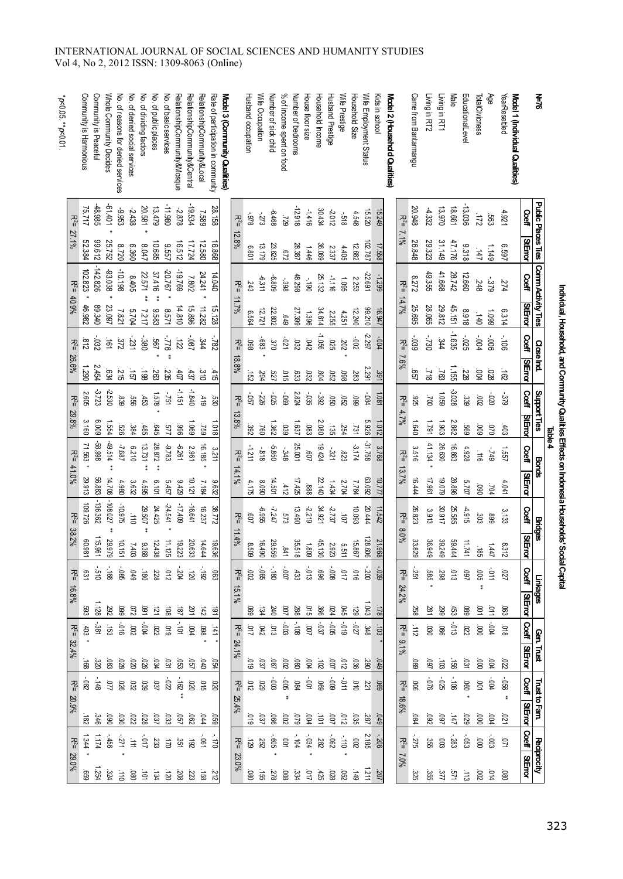**Table 4**

**Individual, Household, and Community Qualities Effects on Indonesia Households' Social Capital**

| N=76 | Public Places Ties | | Comm Activity Ties | | Close Ind. | | Support Ties | | Bonds | | Bridges | | Linkages | | Gen. Trust | | Trust to Fam. | | Reciprocity | |
|---|---|---|---|---|---|---|---|---|---|---|---|---|---|---|---|---|---|---|---|---|
| | Coeff | StError | Coeff | StError | Coeff | StError | Coeff | StError | Coeff | StError | Coeff | StError | Coeff | StError | Coeff | StError | Coeff | StError | Coeff | StError |
| **Model 1 (Individual Qualities)** | | | | | | | | | | | | | | | | | | | | |
| YearResettled | 4.921 | 6.597 | .274 | 6.314 | -.106 | .162 | -.379 | .403 | 1.557 | 4.041 | 3.133 | 8.312 | .027 | .063 | .018 | .022 | -.056 ** | .021 | .071 | .080 |
| Age | .563 | 1.149 | -.379 | 1.099 | -.006 | .028 | -.020 | .070 | -.749 | .704 | .899 | 1.447 | -.011 | .011 | -.004 | .004 | -.004 | .004 | -.003 | .014 |
| TotalCivicness | .172 | .147 | .248 | .140 | -.004 | .004 | .002 | .009 | .116 | .090 | .303 | .185 | .005 ** | .001 | .000 | .000 | .001 | .000 | .000 | .002 |
| EducationalLevel | -13.036 | 9.318 | 12.660 | 8.918 | -.025 | .228 | .339 | .569 | 4.928 | 5.707 | -4.915 | 11.741 | .097 | .089 | .022 | .031 | .060 * | .029 | -.053 | .113 |
| Male | 18.661 | 47.176 | 28.742 | 45.151 | -1.635 | 1.155 | -3.028 | 2.882 | 16.863 | 28.896 | 25.585 | 59.444 | .013 | .453 | -.013 | .156 | -.106 | .147 | -.283 | .571 |
| Living in RT1 | 13.970 | 31.149 | 41.668 | 29.812 | .344 | .763 | 1.059 | 1.903 | 26.630 | 19.079 | 30.917 | 39.249 | .298 | .299 | .086 | .103 | -.025 | .097 | .003 | .377 |
| Living in RT2 | -4.332 | 29.323 | 49.355 | 28.065 | -.730 | .718 | .700 | 1.791 | 41.134 * | 17.961 | 3.913 | 36.949 | .585 * | .281 | .030 | .097 | -.076 | .092 | .355 | .355 |
| Came from Bantamangu | 20.948 | 26.848 | 8.272 | 25.695 | -.039 | .657 | .925 | 1.640 | 3.516 | 16.444 | 26.823 | 33.629 | -.251 | .258 | .112 | .089 | .006 | .084 | -.275 | .325 |
| | $R^2$= 7.1% | | $R^2$= 14.7% | | $R^2$= 7.6% | | $R^2$= 4.7% | | $R^2$= 13.7% | | $R^2$= 8.0% | | $R^2$= 24.2% | | $R^2$= 9.1% | | $R^2$= 18.6% | | $R^2$= 7.0% | |
| **Model 2 (Household Qualities)** | | | | | | | | | | | | | | | | | | | | |
| Kids in school | 15.249 | 17.558 | -1.299 | 16.947 | -.004 | .391 | 1.081 | 1.012 | 3.768 | 10.777 | 11.542 | 21.968 | -.039 | .178 | .103 * | .049 | .069 | .049 | -.206 | .207 |
| Wife Employment Status | 15.520 | 102.787 | -22.691 | 99.210 | -2.297 | 2.291 | -.084 | 5.926 | -31.758 | 63.092 | 20.444 | 128.606 | -.200 | 1.043 | .348 | .290 | .221 | .287 | 2.185 | 1.211 |
| Household Size | 4.548 | 12.682 | 2.253 | 12.240 | -.002 | .283 | .099 | .731 | -3.174 | 7.784 | 10.093 | 15.867 | .016 | .129 | -.027 | .036 | .010 | .035 | .002 | .149 |
| Wife Prestige | -.518 | 4.405 | 1.095 | 4.251 | .202 * | .098 | .052 | .254 | .823 | 2.704 | .107 | 5.511 | .017 | .045 | -.019 | .012 | -.011 | .012 | -.110 * | .052 |
| Husband Prestige | -2.012 | 2.337 | -1.116 | 2.255 | .025 | .052 | .050 | .135 | -.321 | 1.434 | -2.737 | 2.923 | -.008 | .024 | -.005 | .007 | -.009 | .007 | -.062 | .028 |
| Household Income | 30.434 | 36.069 | 25.132 | 34.814 | -1.056 | .804 | -.392 | 2.080 | 19.424 | 22.140 | 34.921 | 45.130 | .696 | .366 | -.037 | .102 | .069 | .101 | .282 | .425 |
| House floor size | -1.416 | 1.446 | -.190 | 1.396 | .042 | .032 | -.035 | .083 | .607 | .888 | -2.219 | 1.809 | -.013 | .015 | .007 | .004 | -.001 | .004 | -.034 * | .017 |
| Number of bedrooms | -12.918 | 28.387 | 48.298 | 27.399 | .032 | .633 | 2.824 | 1.637 | 25.001 | 17.425 | 13.490 | 35.518 | .433 | .288 | -.108 | .080 | .084 | .079 | -.104 | .334 |
| % of income spent on food | .729 | .672 | -.398 | .649 | -.021 | .015 | -.069 | .039 | -.348 | .412 | .573 | .841 | -.007 | .007 | -.003 | .002 | -.005 ** | .002 | .001 | .008 |
| Number of sick child | -6.468 | 23.625 | -6.809 | 22.802 | .370 | .527 | -.025 | 1.362 | -5.850 | 14.501 | -7.247 | 29.559 | -.180 | .240 | .013 | .067 | -.003 | .066 | -.605 * | .278 |
| Wife Occupation | -.273 | 13.179 | -6.311 | 12.721 | -.683 * | .294 | -.226 | .760 | -.818 | 8.090 | -6.955 | 16.490 | -.065 | .134 | .042 | .037 | .029 | .037 | .252 | .155 |
| Husband occupation | -.978 | 6.801 | .243 | 6.564 | .098 | .152 | -.057 | .392 | -1.211 | 4.175 | .607 | 8.509 | .002 | .069 | .017 | .019 | .012 | .019 | .129 | .080 |
| | $R^2$= 12.8% | | $R^2$= 11.7% | | $R^2$= 18.8% | | $R^2$= 13.8% | | $R^2$= 14.1% | | $R^2$= 11.4% | | $R^2$= 15.1% | | $R^2$= 24.1% | | $R^2$= 25.4% | | $R^2$= 23.0% | |
| **Model 3 (Community Qualities)** | | | | | | | | | | | | | | | | | | | | |
| Rate of participation in community | 28.158 | 16.868 | 14.040 | 15.128 | -.782 | .415 | .530 | 1.018 | 3.211 | 9.632 | 38.772 | 19.636 | .063 | .191 | .141 * | .054 | .020 | .059 | -.170 | .212 |
| RelationshipCommunity&Local | 7.589 | 12.580 | 24.241 * | 11.282 | .344 | .310 | .419 | .759 | 16.185 * | 7.184 | 16.237 | 14.644 | -.192 | .142 | .098 * | .040 | .015 | .044 | -.061 | .158 |
| RelationshipCommunity&Central | -19.534 | 17.724 | 7.802 | 15.896 | -.087 | .437 | -1.840 | 1.069 | 2.961 | 10.121 | -16.641 | 20.633 | .120 | .201 | .004 | .057 | .020 | .062 | .192 | .223 |
| RelationshipCommunity&Mosque | -2.878 | 16.512 | -19.769 | 14.810 | .122 | .407 | -1.151 | .996 | -6.261 | 9.429 | -17.409 | 19.223 | -.204 | .187 | -.011 | .053 | -.162 ** | .057 | .351 | .208 |
| No. of basic services | -11.980 | 9.557 | -20.767 * | 8.571 | -.776 ** | .236 | -.751 | .577 | -9.783 | 5.457 | -24.541 * | 11.125 | .012 | .108 | .019 | .031 | -.022 | .033 | .170 | .120 |
| No. of public places | 13.479 | 10.685 | 37.416 ** | 9.583 | .567 * | .263 | 1.578 * | .645 | 28.872 ** | 6.101 | 24.425 | 12.438 | .228 | .121 | .022 | .034 | .037 | .037 | .233 | .134 |
| No. of dividing factors | 20.581 * | 8.047 | 22.571 ** | 7.217 | -.380 | .198 | .453 | .485 | 13.731 ** | 4.595 | 29.507 ** | 9.368 | .180 | .091 | -.004 | .026 | .039 | .028 | -.017 | .101 |
| No. of denied social services | -2.438 | 6.360 | 8.405 | 5.704 | -.231 | .157 | .556 | .384 | 6.210 | 3.632 | .110 | 7.403 | .049 | .072 | .002 | .020 | .032 | .022 | .111 | .080 |
| No. of reasons for denied services | -9.953 | 8.720 | -10.198 | 7.821 | .372 | .215 | .839 | .526 | -7.687 | 4.980 | -10.975 | 10.151 | -.085 | .099 | -.016 | .028 | .026 | .030 | -.271 * | .110 |
| Whole Community Decides | -61.401 * | 25.752 | -93.038 * | 23.097 | .161 | .634 | -2.530 | 1.554 | -49.514 ** | 14.706 | -108.027 ** | 29.979 | -.166 | .292 | .153 | .083 | .077 | .090 | -.456 | .324 |
| Community is Peaceful | -48.985 | 99.612 | -142.826 | 89.340 | -.032 | 2.454 | -3.723 | 6.009 | -58.998 | 56.883 | -136.362 | 115.961 | -.510 | 1.128 | -.381 | .320 | -.148 | .346 | 1.174 | 1.254 |
| Community is Harmonious | 75.717 | 52.384 | 102.823 * | 46.982 | .812 | 1.290 | 2.605 | 3.160 | 71.563 * | 29.913 | 109.726 | 60.981 | .631 | .593 | .403 * | .168 | -.082 | .182 | 1.344 * | .659 |
| | $R^2$= 27.1% | | $R^2$= 40.9% | | $R^2$= 26.6% | | $R^2$= 29.8% | | $R^2$= 41.0% | | $R^2$= 38.2% | | $R^2$= 16.8% | | $R^2$= 32.4% | | $R^2$= 20.9% | | $R^2$= 29.0% | |

*$p<0.05$. **$p<0.01$.